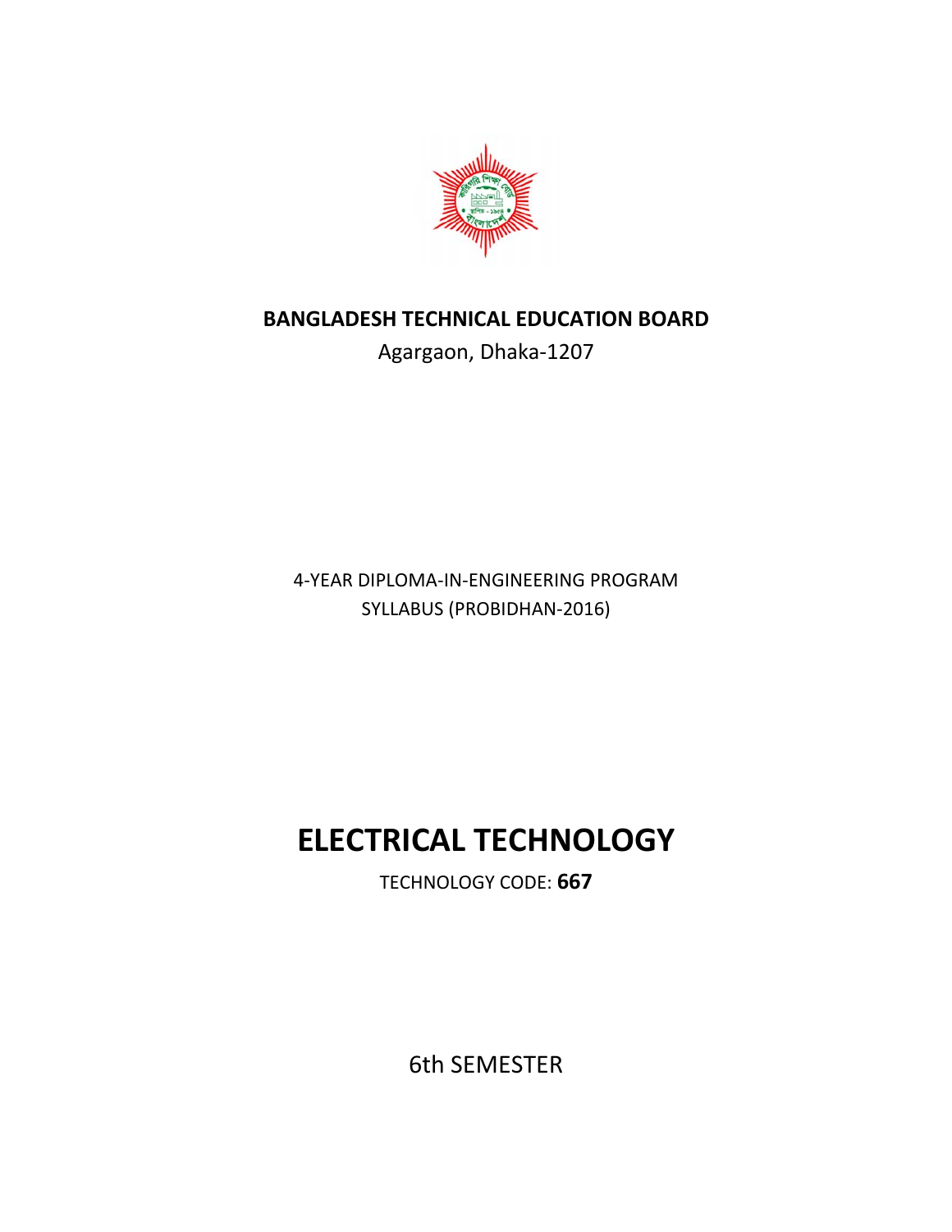**BANGLADESH TECHNICAL EDUCATION BOARD**

Agargaon, Dhaka-1207

4-YEAR DIPLOMA-IN-ENGINEERING PROGRAM

SYLLABUS (PROBIDHAN-2016)

# ELECTRICAL TECHNOLOGY

TECHNOLOGY CODE: **667**

6th SEMESTER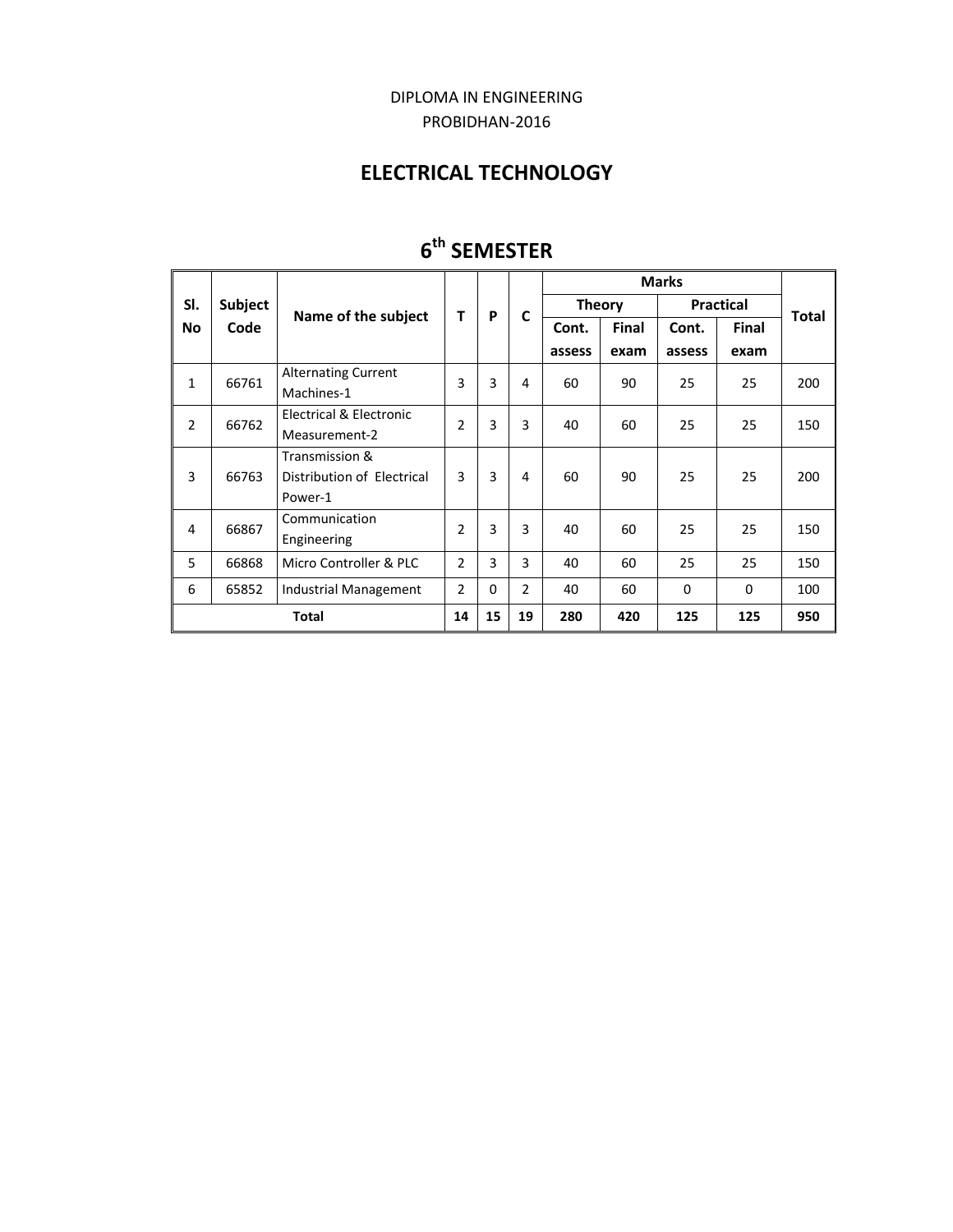DIPLOMA IN ENGINEERING

PROBIDHAN-2016

## ELECTRICAL TECHNOLOGY

## 6th SEMESTER

| Sl. No | Subject Code | Name of the subject | T | P | C | Marks | | | | Total |
|---|---|---|---|---|---|---|---|---|---|---|
| | | | | | | Theory | | Practical | | |
| | | | | | | Cont. assess | Final exam | Cont. assess | Final exam | |
| 1 | 66761 | Alternating Current Machines-1 | 3 | 3 | 4 | 60 | 90 | 25 | 25 | 200 |
| 2 | 66762 | Electrical & Electronic Measurement-2 | 2 | 3 | 3 | 40 | 60 | 25 | 25 | 150 |
| 3 | 66763 | Transmission & Distribution of Electrical Power-1 | 3 | 3 | 4 | 60 | 90 | 25 | 25 | 200 |
| 4 | 66867 | Communication Engineering | 2 | 3 | 3 | 40 | 60 | 25 | 25 | 150 |
| 5 | 66868 | Micro Controller & PLC | 2 | 3 | 3 | 40 | 60 | 25 | 25 | 150 |
| 6 | 65852 | Industrial Management | 2 | 0 | 2 | 40 | 60 | 0 | 0 | 100 |
| **Total** | | | **14** | **15** | **19** | **280** | **420** | **125** | **125** | **950** |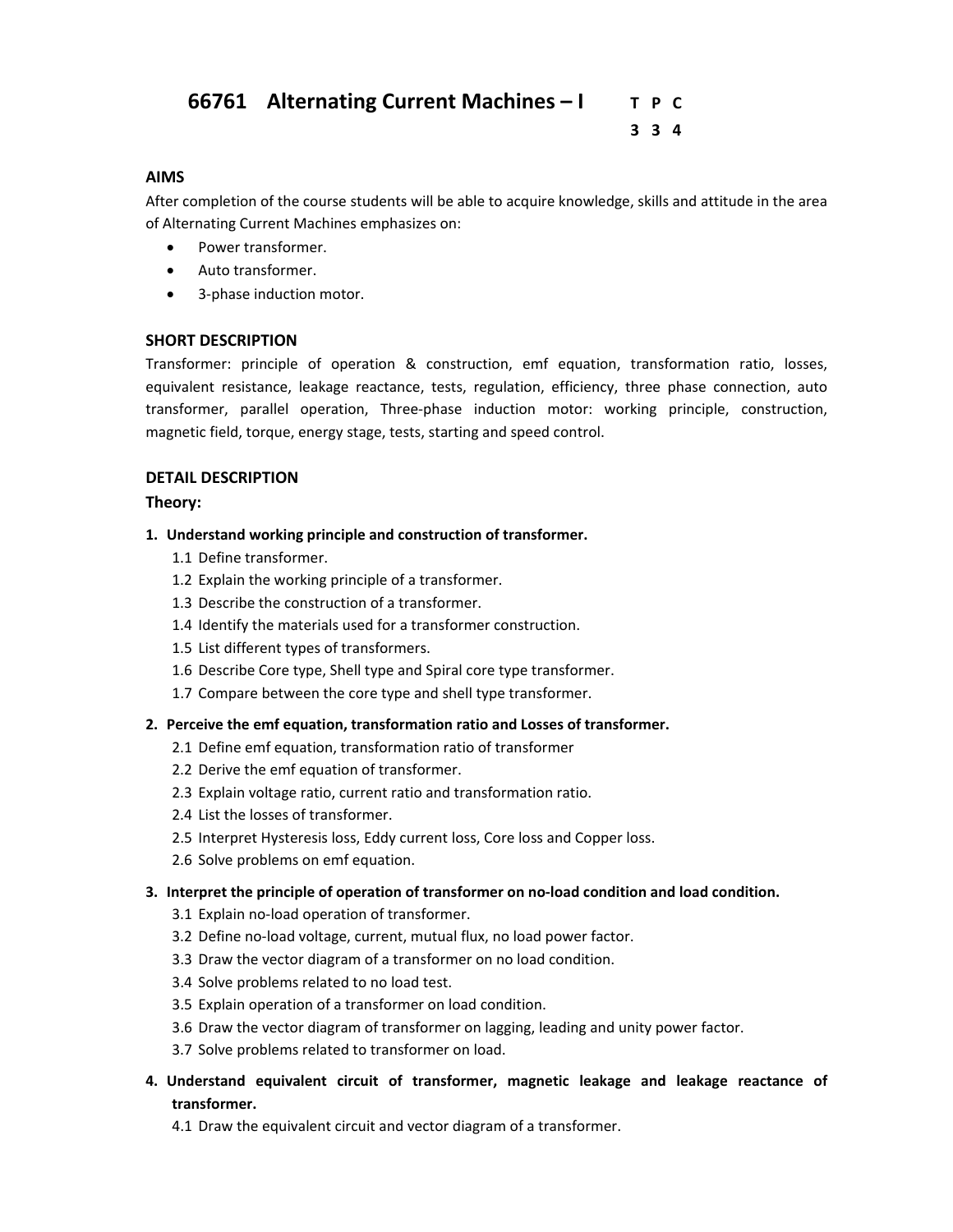# 66761 Alternating Current Machines – I

| T | P | C |
|---|---|---|
| 3 | 3 | 4 |

### AIMS

After completion of the course students will be able to acquire knowledge, skills and attitude in the area of Alternating Current Machines emphasizes on:

- Power transformer.
- Auto transformer.
- 3-phase induction motor.

### SHORT DESCRIPTION

Transformer: principle of operation & construction, emf equation, transformation ratio, losses, equivalent resistance, leakage reactance, tests, regulation, efficiency, three phase connection, auto transformer, parallel operation, Three-phase induction motor: working principle, construction, magnetic field, torque, energy stage, tests, starting and speed control.

### DETAIL DESCRIPTION

#### Theory:

**1. Understand working principle and construction of transformer.**

1.1 Define transformer.
1.2 Explain the working principle of a transformer.
1.3 Describe the construction of a transformer.
1.4 Identify the materials used for a transformer construction.
1.5 List different types of transformers.
1.6 Describe Core type, Shell type and Spiral core type transformer.
1.7 Compare between the core type and shell type transformer.

**2. Perceive the emf equation, transformation ratio and Losses of transformer.**

2.1 Define emf equation, transformation ratio of transformer
2.2 Derive the emf equation of transformer.
2.3 Explain voltage ratio, current ratio and transformation ratio.
2.4 List the losses of transformer.
2.5 Interpret Hysteresis loss, Eddy current loss, Core loss and Copper loss.
2.6 Solve problems on emf equation.

**3. Interpret the principle of operation of transformer on no-load condition and load condition.**

3.1 Explain no-load operation of transformer.
3.2 Define no-load voltage, current, mutual flux, no load power factor.
3.3 Draw the vector diagram of a transformer on no load condition.
3.4 Solve problems related to no load test.
3.5 Explain operation of a transformer on load condition.
3.6 Draw the vector diagram of transformer on lagging, leading and unity power factor.
3.7 Solve problems related to transformer on load.

**4. Understand equivalent circuit of transformer, magnetic leakage and leakage reactance of transformer.**

4.1 Draw the equivalent circuit and vector diagram of a transformer.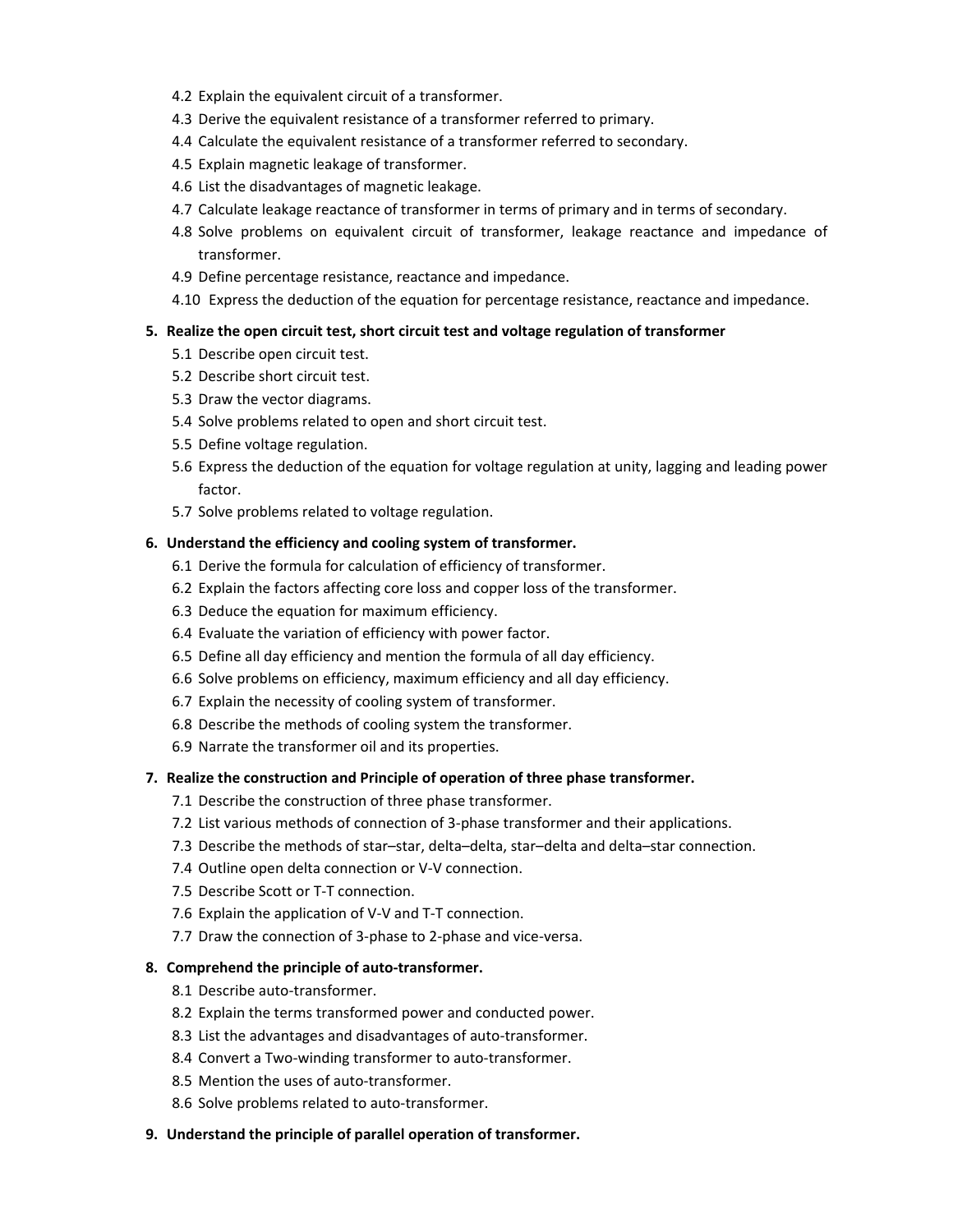4.2 Explain the equivalent circuit of a transformer.
4.3 Derive the equivalent resistance of a transformer referred to primary.
4.4 Calculate the equivalent resistance of a transformer referred to secondary.
4.5 Explain magnetic leakage of transformer.
4.6 List the disadvantages of magnetic leakage.
4.7 Calculate leakage reactance of transformer in terms of primary and in terms of secondary.
4.8 Solve problems on equivalent circuit of transformer, leakage reactance and impedance of transformer.
4.9 Define percentage resistance, reactance and impedance.
4.10 Express the deduction of the equation for percentage resistance, reactance and impedance.

**5. Realize the open circuit test, short circuit test and voltage regulation of transformer**

5.1 Describe open circuit test.
5.2 Describe short circuit test.
5.3 Draw the vector diagrams.
5.4 Solve problems related to open and short circuit test.
5.5 Define voltage regulation.
5.6 Express the deduction of the equation for voltage regulation at unity, lagging and leading power factor.
5.7 Solve problems related to voltage regulation.

**6. Understand the efficiency and cooling system of transformer.**

6.1 Derive the formula for calculation of efficiency of transformer.
6.2 Explain the factors affecting core loss and copper loss of the transformer.
6.3 Deduce the equation for maximum efficiency.
6.4 Evaluate the variation of efficiency with power factor.
6.5 Define all day efficiency and mention the formula of all day efficiency.
6.6 Solve problems on efficiency, maximum efficiency and all day efficiency.
6.7 Explain the necessity of cooling system of transformer.
6.8 Describe the methods of cooling system the transformer.
6.9 Narrate the transformer oil and its properties.

**7. Realize the construction and Principle of operation of three phase transformer.**

7.1 Describe the construction of three phase transformer.
7.2 List various methods of connection of 3-phase transformer and their applications.
7.3 Describe the methods of star–star, delta–delta, star–delta and delta–star connection.
7.4 Outline open delta connection or V-V connection.
7.5 Describe Scott or T-T connection.
7.6 Explain the application of V-V and T-T connection.
7.7 Draw the connection of 3-phase to 2-phase and vice-versa.

**8. Comprehend the principle of auto-transformer.**

8.1 Describe auto-transformer.
8.2 Explain the terms transformed power and conducted power.
8.3 List the advantages and disadvantages of auto-transformer.
8.4 Convert a Two-winding transformer to auto-transformer.
8.5 Mention the uses of auto-transformer.
8.6 Solve problems related to auto-transformer.

**9. Understand the principle of parallel operation of transformer.**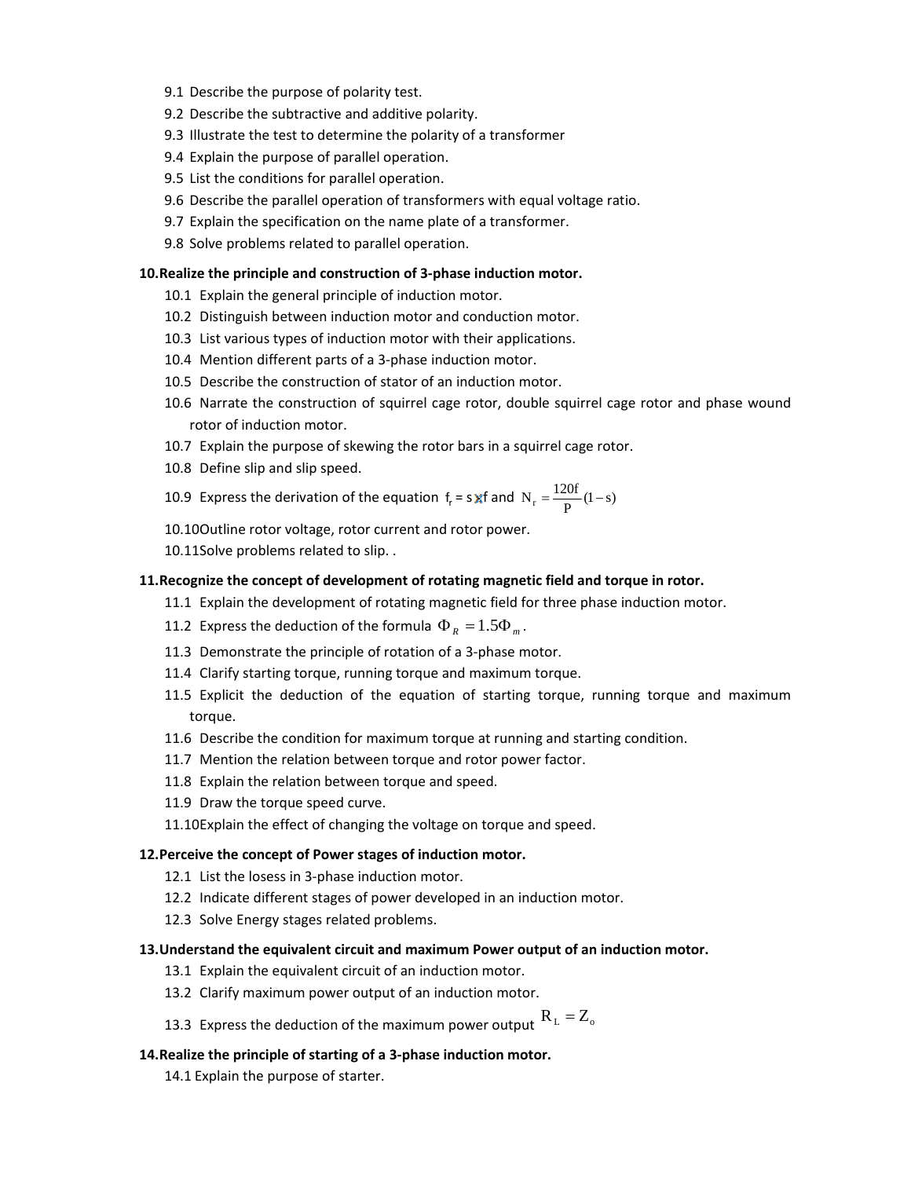9.1 Describe the purpose of polarity test.
9.2 Describe the subtractive and additive polarity.
9.3 Illustrate the test to determine the polarity of a transformer
9.4 Explain the purpose of parallel operation.
9.5 List the conditions for parallel operation.
9.6 Describe the parallel operation of transformers with equal voltage ratio.
9.7 Explain the specification on the name plate of a transformer.
9.8 Solve problems related to parallel operation.

**10. Realize the principle and construction of 3-phase induction motor.**

10.1 Explain the general principle of induction motor.
10.2 Distinguish between induction motor and conduction motor.
10.3 List various types of induction motor with their applications.
10.4 Mention different parts of a 3-phase induction motor.
10.5 Describe the construction of stator of an induction motor.
10.6 Narrate the construction of squirrel cage rotor, double squirrel cage rotor and phase wound rotor of induction motor.
10.7 Explain the purpose of skewing the rotor bars in a squirrel cage rotor.
10.8 Define slip and slip speed.
10.9 Express the derivation of the equation $f_r = s \times f$ and $N_r = \frac{120f}{P}(1-s)$
10.10 Outline rotor voltage, rotor current and rotor power.
10.11 Solve problems related to slip. .

**11. Recognize the concept of development of rotating magnetic field and torque in rotor.**

11.1 Explain the development of rotating magnetic field for three phase induction motor.
11.2 Express the deduction of the formula $\Phi_R = 1.5\Phi_m$.
11.3 Demonstrate the principle of rotation of a 3-phase motor.
11.4 Clarify starting torque, running torque and maximum torque.
11.5 Explicit the deduction of the equation of starting torque, running torque and maximum torque.
11.6 Describe the condition for maximum torque at running and starting condition.
11.7 Mention the relation between torque and rotor power factor.
11.8 Explain the relation between torque and speed.
11.9 Draw the torque speed curve.
11.10 Explain the effect of changing the voltage on torque and speed.

**12. Perceive the concept of Power stages of induction motor.**

12.1 List the losess in 3-phase induction motor.
12.2 Indicate different stages of power developed in an induction motor.
12.3 Solve Energy stages related problems.

**13. Understand the equivalent circuit and maximum Power output of an induction motor.**

13.1 Explain the equivalent circuit of an induction motor.
13.2 Clarify maximum power output of an induction motor.
13.3 Express the deduction of the maximum power output $R_L = Z_o$

**14. Realize the principle of starting of a 3-phase induction motor.**

14.1 Explain the purpose of starter.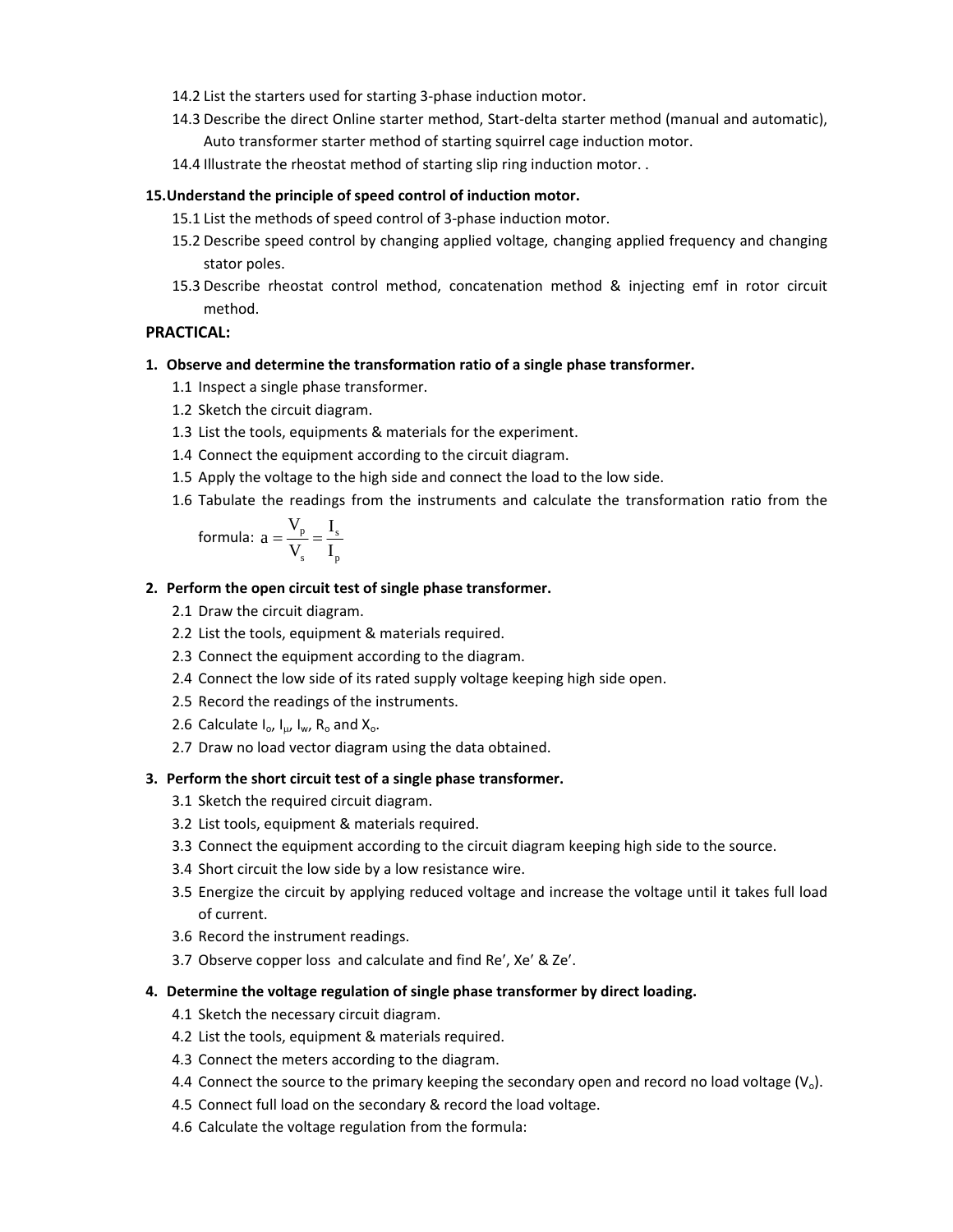14.2 List the starters used for starting 3-phase induction motor.

14.3 Describe the direct Online starter method, Start-delta starter method (manual and automatic), Auto transformer starter method of starting squirrel cage induction motor.

14.4 Illustrate the rheostat method of starting slip ring induction motor. .

**15. Understand the principle of speed control of induction motor.**

15.1 List the methods of speed control of 3-phase induction motor.

15.2 Describe speed control by changing applied voltage, changing applied frequency and changing stator poles.

15.3 Describe rheostat control method, concatenation method & injecting emf in rotor circuit method.

**PRACTICAL:**

**1. Observe and determine the transformation ratio of a single phase transformer.**

1.1 Inspect a single phase transformer.

1.2 Sketch the circuit diagram.

1.3 List the tools, equipments & materials for the experiment.

1.4 Connect the equipment according to the circuit diagram.

1.5 Apply the voltage to the high side and connect the load to the low side.

1.6 Tabulate the readings from the instruments and calculate the transformation ratio from the formula: $a = \frac{V_p}{V_s} = \frac{I_s}{I_p}$

**2. Perform the open circuit test of single phase transformer.**

2.1 Draw the circuit diagram.

2.2 List the tools, equipment & materials required.

2.3 Connect the equipment according to the diagram.

2.4 Connect the low side of its rated supply voltage keeping high side open.

2.5 Record the readings of the instruments.

2.6 Calculate $I_o$, $I_\mu$, $I_w$, $R_o$ and $X_o$.

2.7 Draw no load vector diagram using the data obtained.

**3. Perform the short circuit test of a single phase transformer.**

3.1 Sketch the required circuit diagram.

3.2 List tools, equipment & materials required.

3.3 Connect the equipment according to the circuit diagram keeping high side to the source.

3.4 Short circuit the low side by a low resistance wire.

3.5 Energize the circuit by applying reduced voltage and increase the voltage until it takes full load of current.

3.6 Record the instrument readings.

3.7 Observe copper loss and calculate and find Re′, Xe′ & Ze′.

**4. Determine the voltage regulation of single phase transformer by direct loading.**

4.1 Sketch the necessary circuit diagram.

4.2 List the tools, equipment & materials required.

4.3 Connect the meters according to the diagram.

4.4 Connect the source to the primary keeping the secondary open and record no load voltage ($V_o$).

4.5 Connect full load on the secondary & record the load voltage.

4.6 Calculate the voltage regulation from the formula: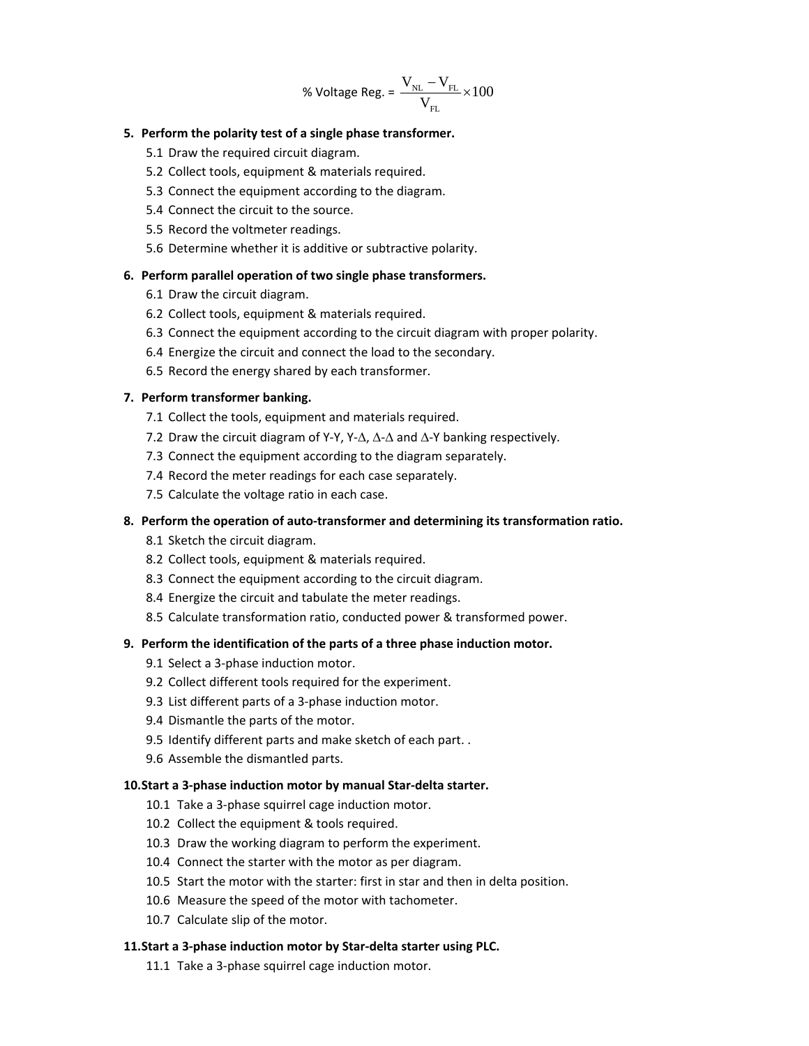$$\% \text{ Voltage Reg.} = \frac{V_{NL} - V_{FL}}{V_{FL}} \times 100$$

**5. Perform the polarity test of a single phase transformer.**

5.1 Draw the required circuit diagram.
5.2 Collect tools, equipment & materials required.
5.3 Connect the equipment according to the diagram.
5.4 Connect the circuit to the source.
5.5 Record the voltmeter readings.
5.6 Determine whether it is additive or subtractive polarity.

**6. Perform parallel operation of two single phase transformers.**

6.1 Draw the circuit diagram.
6.2 Collect tools, equipment & materials required.
6.3 Connect the equipment according to the circuit diagram with proper polarity.
6.4 Energize the circuit and connect the load to the secondary.
6.5 Record the energy shared by each transformer.

**7. Perform transformer banking.**

7.1 Collect the tools, equipment and materials required.
7.2 Draw the circuit diagram of Y-Y, Y-$\Delta$, $\Delta$-$\Delta$ and $\Delta$-Y banking respectively.
7.3 Connect the equipment according to the diagram separately.
7.4 Record the meter readings for each case separately.
7.5 Calculate the voltage ratio in each case.

**8. Perform the operation of auto-transformer and determining its transformation ratio.**

8.1 Sketch the circuit diagram.
8.2 Collect tools, equipment & materials required.
8.3 Connect the equipment according to the circuit diagram.
8.4 Energize the circuit and tabulate the meter readings.
8.5 Calculate transformation ratio, conducted power & transformed power.

**9. Perform the identification of the parts of a three phase induction motor.**

9.1 Select a 3-phase induction motor.
9.2 Collect different tools required for the experiment.
9.3 List different parts of a 3-phase induction motor.
9.4 Dismantle the parts of the motor.
9.5 Identify different parts and make sketch of each part. .
9.6 Assemble the dismantled parts.

**10. Start a 3-phase induction motor by manual Star-delta starter.**

10.1 Take a 3-phase squirrel cage induction motor.
10.2 Collect the equipment & tools required.
10.3 Draw the working diagram to perform the experiment.
10.4 Connect the starter with the motor as per diagram.
10.5 Start the motor with the starter: first in star and then in delta position.
10.6 Measure the speed of the motor with tachometer.
10.7 Calculate slip of the motor.

**11. Start a 3-phase induction motor by Star-delta starter using PLC.**

11.1 Take a 3-phase squirrel cage induction motor.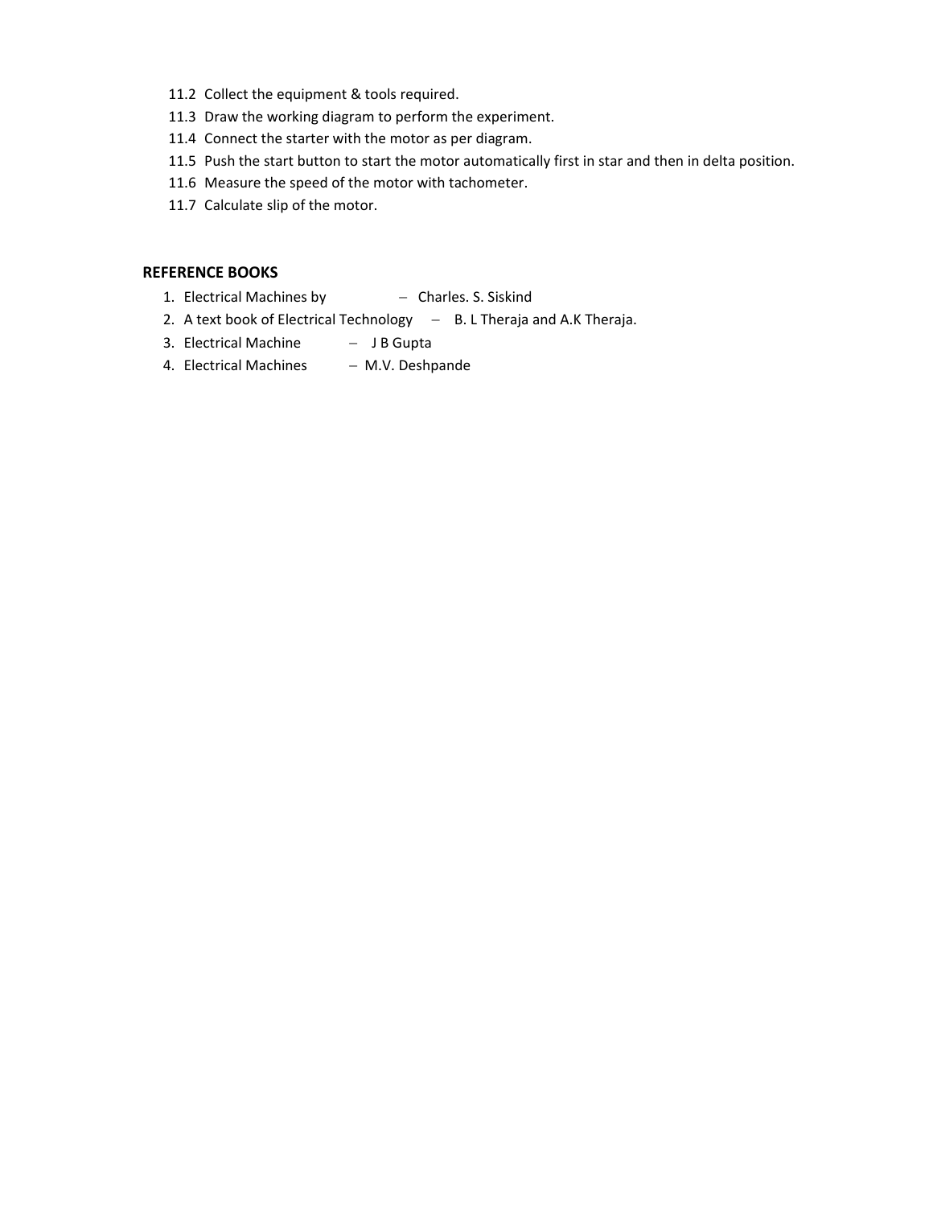11.2 Collect the equipment & tools required.
11.3 Draw the working diagram to perform the experiment.
11.4 Connect the starter with the motor as per diagram.
11.5 Push the start button to start the motor automatically first in star and then in delta position.
11.6 Measure the speed of the motor with tachometer.
11.7 Calculate slip of the motor.

**REFERENCE BOOKS**

1. Electrical Machines by – Charles. S. Siskind
2. A text book of Electrical Technology – B. L Theraja and A.K Theraja.
3. Electrical Machine – J B Gupta
4. Electrical Machines – M.V. Deshpande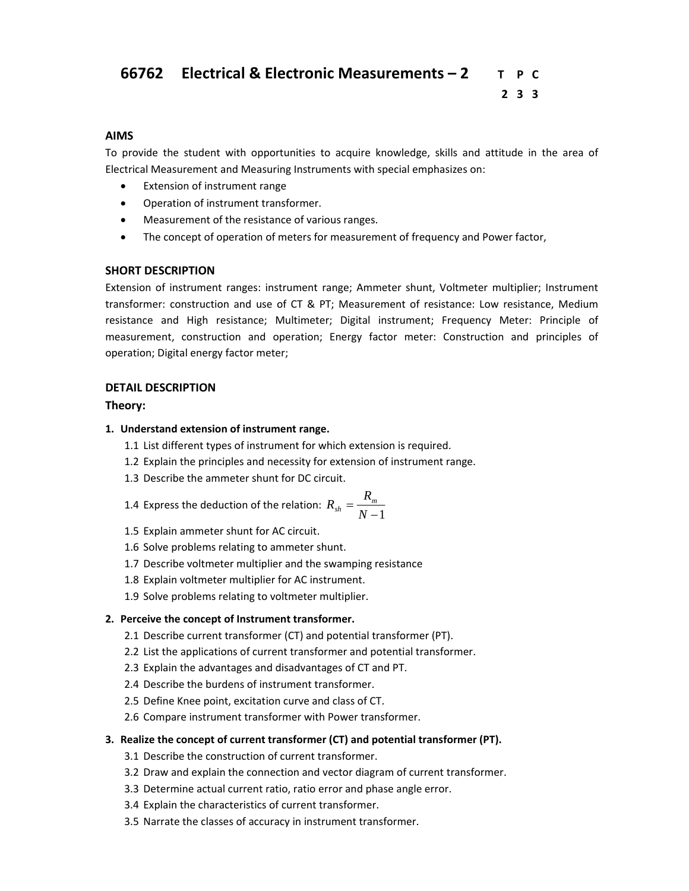# 66762 Electrical & Electronic Measurements – 2

| T | P | C |
|---|---|---|
| 2 | 3 | 3 |

### AIMS

To provide the student with opportunities to acquire knowledge, skills and attitude in the area of Electrical Measurement and Measuring Instruments with special emphasizes on:

- Extension of instrument range
- Operation of instrument transformer.
- Measurement of the resistance of various ranges.
- The concept of operation of meters for measurement of frequency and Power factor,

### SHORT DESCRIPTION

Extension of instrument ranges: instrument range; Ammeter shunt, Voltmeter multiplier; Instrument transformer: construction and use of CT & PT; Measurement of resistance: Low resistance, Medium resistance and High resistance; Multimeter; Digital instrument; Frequency Meter: Principle of measurement, construction and operation; Energy factor meter: Construction and principles of operation; Digital energy factor meter;

### DETAIL DESCRIPTION

**Theory:**

**1. Understand extension of instrument range.**

1.1 List different types of instrument for which extension is required.
1.2 Explain the principles and necessity for extension of instrument range.
1.3 Describe the ammeter shunt for DC circuit.
1.4 Express the deduction of the relation: $R_{sh} = \frac{R_m}{N-1}$
1.5 Explain ammeter shunt for AC circuit.
1.6 Solve problems relating to ammeter shunt.
1.7 Describe voltmeter multiplier and the swamping resistance
1.8 Explain voltmeter multiplier for AC instrument.
1.9 Solve problems relating to voltmeter multiplier.

**2. Perceive the concept of Instrument transformer.**

2.1 Describe current transformer (CT) and potential transformer (PT).
2.2 List the applications of current transformer and potential transformer.
2.3 Explain the advantages and disadvantages of CT and PT.
2.4 Describe the burdens of instrument transformer.
2.5 Define Knee point, excitation curve and class of CT.
2.6 Compare instrument transformer with Power transformer.

**3. Realize the concept of current transformer (CT) and potential transformer (PT).**

3.1 Describe the construction of current transformer.
3.2 Draw and explain the connection and vector diagram of current transformer.
3.3 Determine actual current ratio, ratio error and phase angle error.
3.4 Explain the characteristics of current transformer.
3.5 Narrate the classes of accuracy in instrument transformer.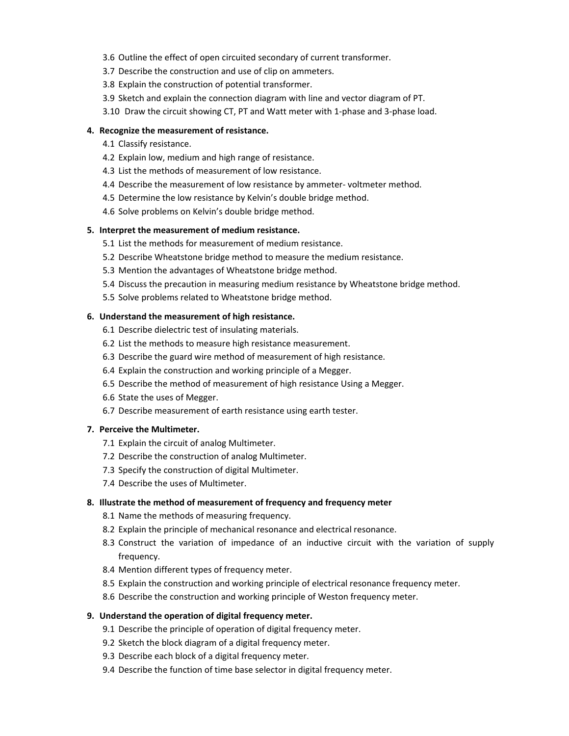3.6 Outline the effect of open circuited secondary of current transformer.

3.7 Describe the construction and use of clip on ammeters.

3.8 Explain the construction of potential transformer.

3.9 Sketch and explain the connection diagram with line and vector diagram of PT.

3.10 Draw the circuit showing CT, PT and Watt meter with 1-phase and 3-phase load.

**4. Recognize the measurement of resistance.**

4.1 Classify resistance.

4.2 Explain low, medium and high range of resistance.

4.3 List the methods of measurement of low resistance.

4.4 Describe the measurement of low resistance by ammeter- voltmeter method.

4.5 Determine the low resistance by Kelvin's double bridge method.

4.6 Solve problems on Kelvin's double bridge method.

**5. Interpret the measurement of medium resistance.**

5.1 List the methods for measurement of medium resistance.

5.2 Describe Wheatstone bridge method to measure the medium resistance.

5.3 Mention the advantages of Wheatstone bridge method.

5.4 Discuss the precaution in measuring medium resistance by Wheatstone bridge method.

5.5 Solve problems related to Wheatstone bridge method.

**6. Understand the measurement of high resistance.**

6.1 Describe dielectric test of insulating materials.

6.2 List the methods to measure high resistance measurement.

6.3 Describe the guard wire method of measurement of high resistance.

6.4 Explain the construction and working principle of a Megger.

6.5 Describe the method of measurement of high resistance Using a Megger.

6.6 State the uses of Megger.

6.7 Describe measurement of earth resistance using earth tester.

**7. Perceive the Multimeter.**

7.1 Explain the circuit of analog Multimeter.

7.2 Describe the construction of analog Multimeter.

7.3 Specify the construction of digital Multimeter.

7.4 Describe the uses of Multimeter.

**8. Illustrate the method of measurement of frequency and frequency meter**

8.1 Name the methods of measuring frequency.

8.2 Explain the principle of mechanical resonance and electrical resonance.

8.3 Construct the variation of impedance of an inductive circuit with the variation of supply frequency.

8.4 Mention different types of frequency meter.

8.5 Explain the construction and working principle of electrical resonance frequency meter.

8.6 Describe the construction and working principle of Weston frequency meter.

**9. Understand the operation of digital frequency meter.**

9.1 Describe the principle of operation of digital frequency meter.

9.2 Sketch the block diagram of a digital frequency meter.

9.3 Describe each block of a digital frequency meter.

9.4 Describe the function of time base selector in digital frequency meter.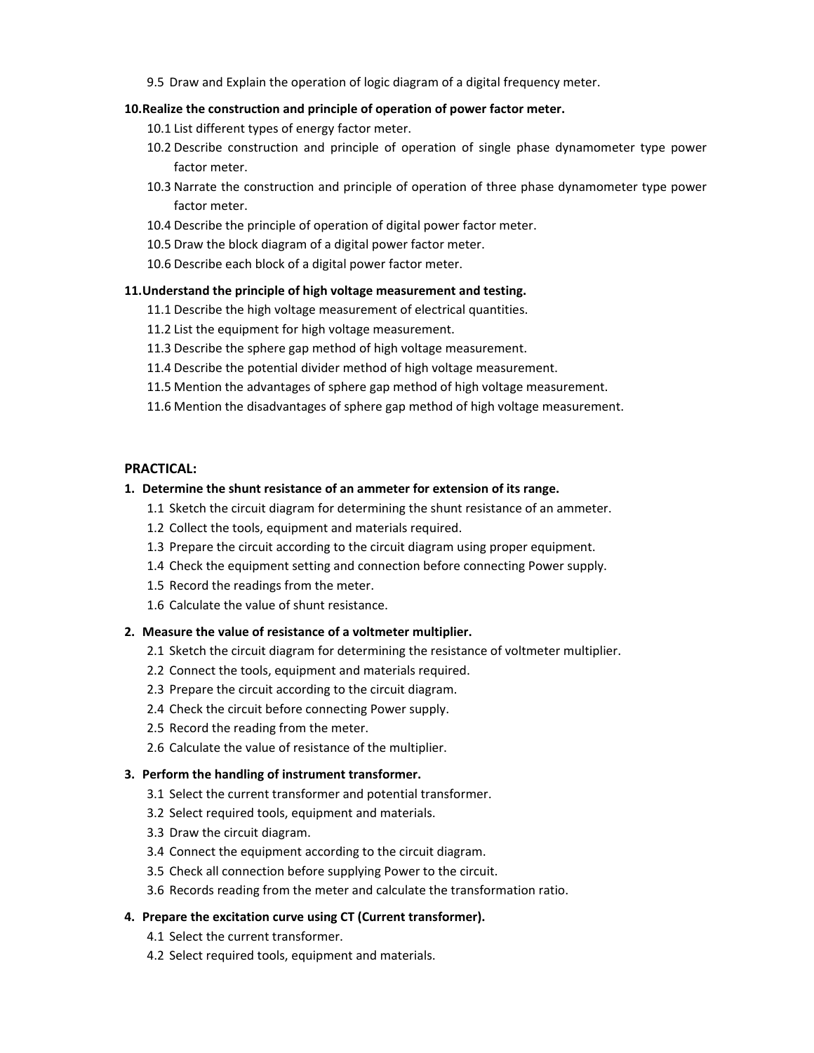9.5 Draw and Explain the operation of logic diagram of a digital frequency meter.

**10. Realize the construction and principle of operation of power factor meter.**

10.1 List different types of energy factor meter.

10.2 Describe construction and principle of operation of single phase dynamometer type power factor meter.

10.3 Narrate the construction and principle of operation of three phase dynamometer type power factor meter.

10.4 Describe the principle of operation of digital power factor meter.

10.5 Draw the block diagram of a digital power factor meter.

10.6 Describe each block of a digital power factor meter.

**11. Understand the principle of high voltage measurement and testing.**

11.1 Describe the high voltage measurement of electrical quantities.

11.2 List the equipment for high voltage measurement.

11.3 Describe the sphere gap method of high voltage measurement.

11.4 Describe the potential divider method of high voltage measurement.

11.5 Mention the advantages of sphere gap method of high voltage measurement.

11.6 Mention the disadvantages of sphere gap method of high voltage measurement.

**PRACTICAL:**

**1. Determine the shunt resistance of an ammeter for extension of its range.**

1.1 Sketch the circuit diagram for determining the shunt resistance of an ammeter.

1.2 Collect the tools, equipment and materials required.

1.3 Prepare the circuit according to the circuit diagram using proper equipment.

1.4 Check the equipment setting and connection before connecting Power supply.

1.5 Record the readings from the meter.

1.6 Calculate the value of shunt resistance.

**2. Measure the value of resistance of a voltmeter multiplier.**

2.1 Sketch the circuit diagram for determining the resistance of voltmeter multiplier.

2.2 Connect the tools, equipment and materials required.

2.3 Prepare the circuit according to the circuit diagram.

2.4 Check the circuit before connecting Power supply.

2.5 Record the reading from the meter.

2.6 Calculate the value of resistance of the multiplier.

**3. Perform the handling of instrument transformer.**

3.1 Select the current transformer and potential transformer.

3.2 Select required tools, equipment and materials.

3.3 Draw the circuit diagram.

3.4 Connect the equipment according to the circuit diagram.

3.5 Check all connection before supplying Power to the circuit.

3.6 Records reading from the meter and calculate the transformation ratio.

**4. Prepare the excitation curve using CT (Current transformer).**

4.1 Select the current transformer.

4.2 Select required tools, equipment and materials.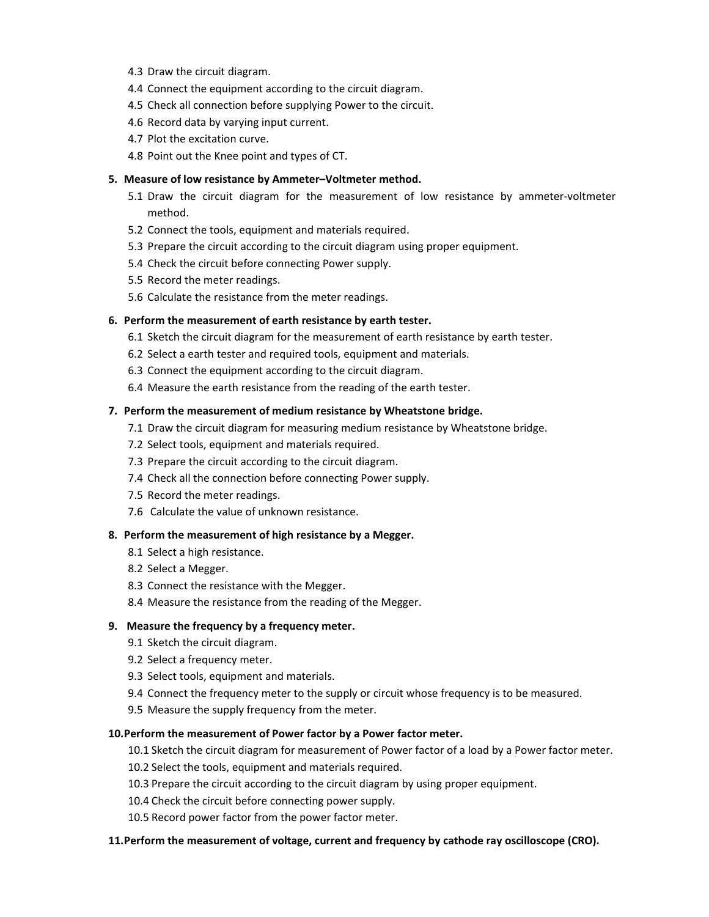4.3 Draw the circuit diagram.
4.4 Connect the equipment according to the circuit diagram.
4.5 Check all connection before supplying Power to the circuit.
4.6 Record data by varying input current.
4.7 Plot the excitation curve.
4.8 Point out the Knee point and types of CT.

**5. Measure of low resistance by Ammeter–Voltmeter method.**

5.1 Draw the circuit diagram for the measurement of low resistance by ammeter-voltmeter method.
5.2 Connect the tools, equipment and materials required.
5.3 Prepare the circuit according to the circuit diagram using proper equipment.
5.4 Check the circuit before connecting Power supply.
5.5 Record the meter readings.
5.6 Calculate the resistance from the meter readings.

**6. Perform the measurement of earth resistance by earth tester.**

6.1 Sketch the circuit diagram for the measurement of earth resistance by earth tester.
6.2 Select a earth tester and required tools, equipment and materials.
6.3 Connect the equipment according to the circuit diagram.
6.4 Measure the earth resistance from the reading of the earth tester.

**7. Perform the measurement of medium resistance by Wheatstone bridge.**

7.1 Draw the circuit diagram for measuring medium resistance by Wheatstone bridge.
7.2 Select tools, equipment and materials required.
7.3 Prepare the circuit according to the circuit diagram.
7.4 Check all the connection before connecting Power supply.
7.5 Record the meter readings.
7.6 Calculate the value of unknown resistance.

**8. Perform the measurement of high resistance by a Megger.**

8.1 Select a high resistance.
8.2 Select a Megger.
8.3 Connect the resistance with the Megger.
8.4 Measure the resistance from the reading of the Megger.

**9. Measure the frequency by a frequency meter.**

9.1 Sketch the circuit diagram.
9.2 Select a frequency meter.
9.3 Select tools, equipment and materials.
9.4 Connect the frequency meter to the supply or circuit whose frequency is to be measured.
9.5 Measure the supply frequency from the meter.

**10. Perform the measurement of Power factor by a Power factor meter.**

10.1 Sketch the circuit diagram for measurement of Power factor of a load by a Power factor meter.
10.2 Select the tools, equipment and materials required.
10.3 Prepare the circuit according to the circuit diagram by using proper equipment.
10.4 Check the circuit before connecting power supply.
10.5 Record power factor from the power factor meter.

**11. Perform the measurement of voltage, current and frequency by cathode ray oscilloscope (CRO).**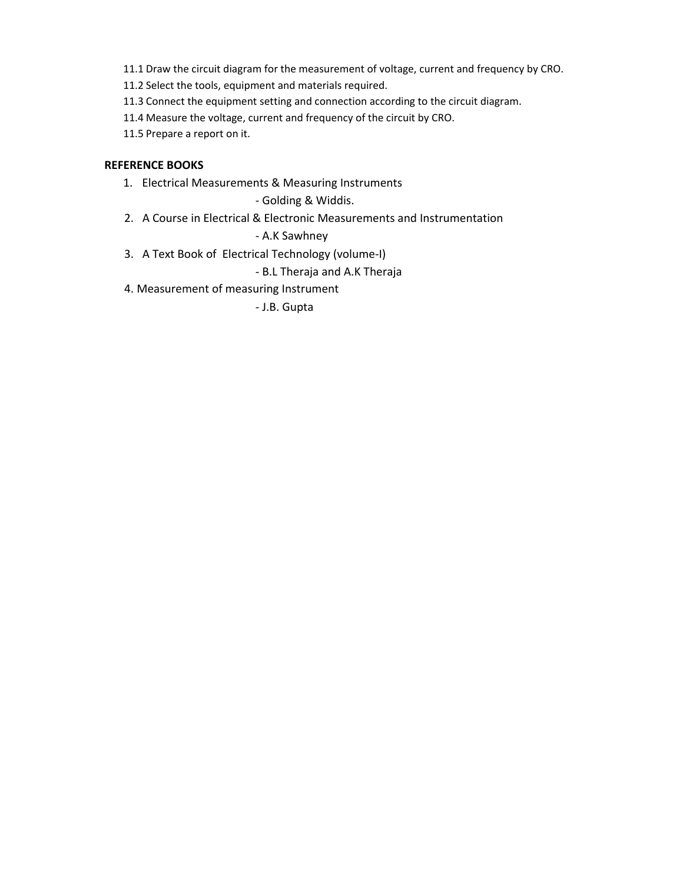11.1 Draw the circuit diagram for the measurement of voltage, current and frequency by CRO.
11.2 Select the tools, equipment and materials required.
11.3 Connect the equipment setting and connection according to the circuit diagram.
11.4 Measure the voltage, current and frequency of the circuit by CRO.
11.5 Prepare a report on it.

**REFERENCE BOOKS**

1. Electrical Measurements & Measuring Instruments
   - Golding & Widdis.
2. A Course in Electrical & Electronic Measurements and Instrumentation
   - A.K Sawhney
3. A Text Book of Electrical Technology (volume-I)
   - B.L Theraja and A.K Theraja
4. Measurement of measuring Instrument
   - J.B. Gupta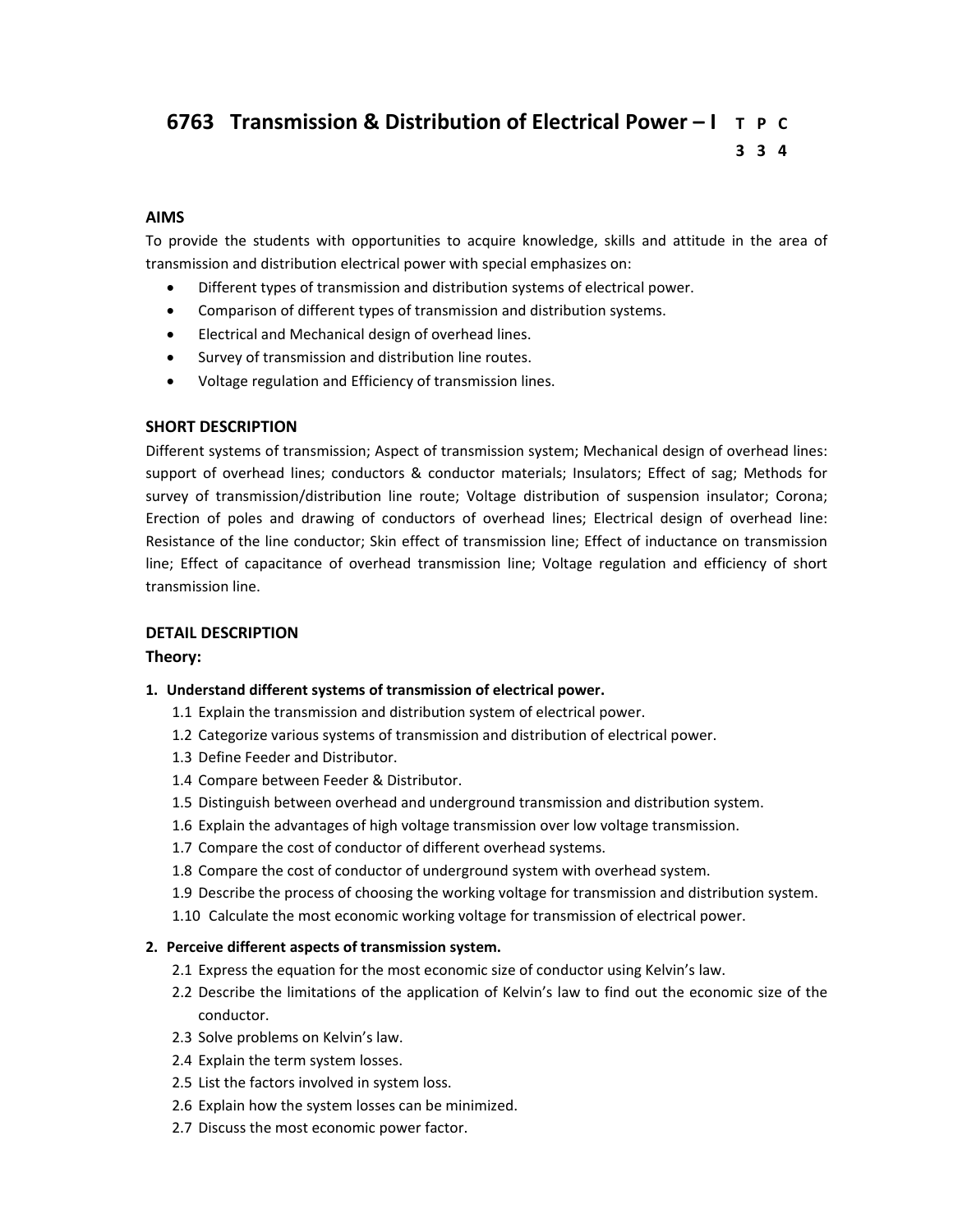# 6763 Transmission & Distribution of Electrical Power – I

| T | P | C |
|---|---|---|
| 3 | 3 | 4 |

## AIMS

To provide the students with opportunities to acquire knowledge, skills and attitude in the area of transmission and distribution electrical power with special emphasizes on:

- Different types of transmission and distribution systems of electrical power.
- Comparison of different types of transmission and distribution systems.
- Electrical and Mechanical design of overhead lines.
- Survey of transmission and distribution line routes.
- Voltage regulation and Efficiency of transmission lines.

## SHORT DESCRIPTION

Different systems of transmission; Aspect of transmission system; Mechanical design of overhead lines: support of overhead lines; conductors & conductor materials; Insulators; Effect of sag; Methods for survey of transmission/distribution line route; Voltage distribution of suspension insulator; Corona; Erection of poles and drawing of conductors of overhead lines; Electrical design of overhead line: Resistance of the line conductor; Skin effect of transmission line; Effect of inductance on transmission line; Effect of capacitance of overhead transmission line; Voltage regulation and efficiency of short transmission line.

## DETAIL DESCRIPTION

### Theory:

**1. Understand different systems of transmission of electrical power.**

- 1.1 Explain the transmission and distribution system of electrical power.
- 1.2 Categorize various systems of transmission and distribution of electrical power.
- 1.3 Define Feeder and Distributor.
- 1.4 Compare between Feeder & Distributor.
- 1.5 Distinguish between overhead and underground transmission and distribution system.
- 1.6 Explain the advantages of high voltage transmission over low voltage transmission.
- 1.7 Compare the cost of conductor of different overhead systems.
- 1.8 Compare the cost of conductor of underground system with overhead system.
- 1.9 Describe the process of choosing the working voltage for transmission and distribution system.
- 1.10 Calculate the most economic working voltage for transmission of electrical power.

**2. Perceive different aspects of transmission system.**

- 2.1 Express the equation for the most economic size of conductor using Kelvin's law.
- 2.2 Describe the limitations of the application of Kelvin's law to find out the economic size of the conductor.
- 2.3 Solve problems on Kelvin's law.
- 2.4 Explain the term system losses.
- 2.5 List the factors involved in system loss.
- 2.6 Explain how the system losses can be minimized.
- 2.7 Discuss the most economic power factor.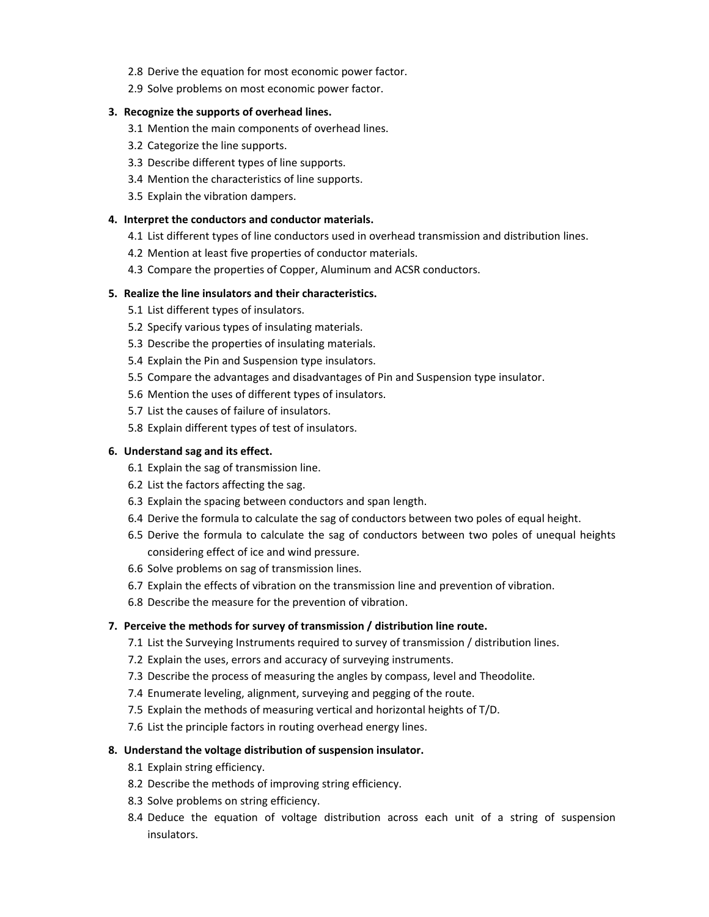- 2.8 Derive the equation for most economic power factor.
- 2.9 Solve problems on most economic power factor.

**3. Recognize the supports of overhead lines.**

- 3.1 Mention the main components of overhead lines.
- 3.2 Categorize the line supports.
- 3.3 Describe different types of line supports.
- 3.4 Mention the characteristics of line supports.
- 3.5 Explain the vibration dampers.

**4. Interpret the conductors and conductor materials.**

- 4.1 List different types of line conductors used in overhead transmission and distribution lines.
- 4.2 Mention at least five properties of conductor materials.
- 4.3 Compare the properties of Copper, Aluminum and ACSR conductors.

**5. Realize the line insulators and their characteristics.**

- 5.1 List different types of insulators.
- 5.2 Specify various types of insulating materials.
- 5.3 Describe the properties of insulating materials.
- 5.4 Explain the Pin and Suspension type insulators.
- 5.5 Compare the advantages and disadvantages of Pin and Suspension type insulator.
- 5.6 Mention the uses of different types of insulators.
- 5.7 List the causes of failure of insulators.
- 5.8 Explain different types of test of insulators.

**6. Understand sag and its effect.**

- 6.1 Explain the sag of transmission line.
- 6.2 List the factors affecting the sag.
- 6.3 Explain the spacing between conductors and span length.
- 6.4 Derive the formula to calculate the sag of conductors between two poles of equal height.
- 6.5 Derive the formula to calculate the sag of conductors between two poles of unequal heights considering effect of ice and wind pressure.
- 6.6 Solve problems on sag of transmission lines.
- 6.7 Explain the effects of vibration on the transmission line and prevention of vibration.
- 6.8 Describe the measure for the prevention of vibration.

**7. Perceive the methods for survey of transmission / distribution line route.**

- 7.1 List the Surveying Instruments required to survey of transmission / distribution lines.
- 7.2 Explain the uses, errors and accuracy of surveying instruments.
- 7.3 Describe the process of measuring the angles by compass, level and Theodolite.
- 7.4 Enumerate leveling, alignment, surveying and pegging of the route.
- 7.5 Explain the methods of measuring vertical and horizontal heights of T/D.
- 7.6 List the principle factors in routing overhead energy lines.

**8. Understand the voltage distribution of suspension insulator.**

- 8.1 Explain string efficiency.
- 8.2 Describe the methods of improving string efficiency.
- 8.3 Solve problems on string efficiency.
- 8.4 Deduce the equation of voltage distribution across each unit of a string of suspension insulators.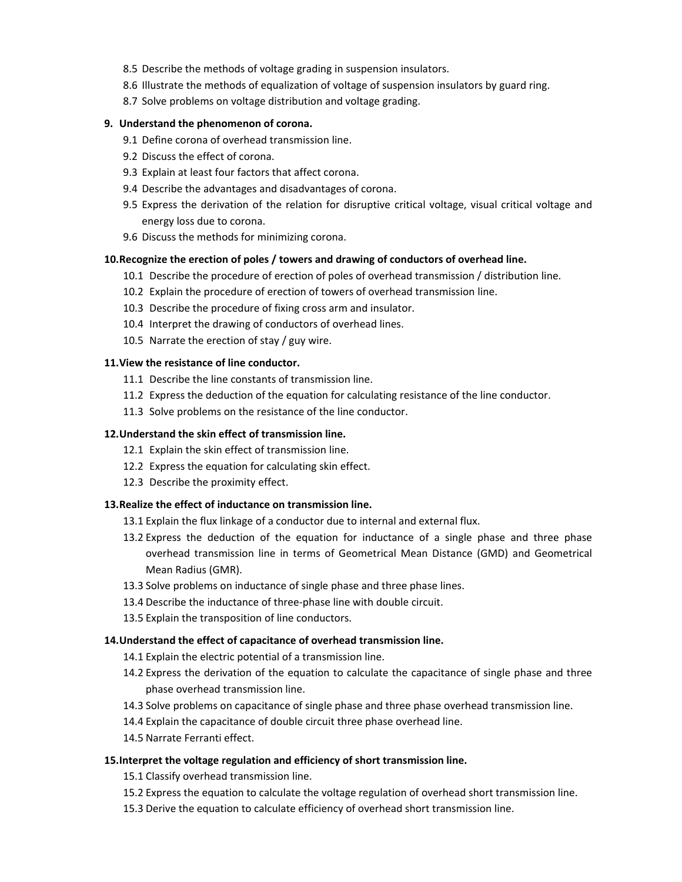8.5 Describe the methods of voltage grading in suspension insulators.

8.6 Illustrate the methods of equalization of voltage of suspension insulators by guard ring.

8.7 Solve problems on voltage distribution and voltage grading.

**9. Understand the phenomenon of corona.**

9.1 Define corona of overhead transmission line.

9.2 Discuss the effect of corona.

9.3 Explain at least four factors that affect corona.

9.4 Describe the advantages and disadvantages of corona.

9.5 Express the derivation of the relation for disruptive critical voltage, visual critical voltage and energy loss due to corona.

9.6 Discuss the methods for minimizing corona.

**10. Recognize the erection of poles / towers and drawing of conductors of overhead line.**

10.1 Describe the procedure of erection of poles of overhead transmission / distribution line.

10.2 Explain the procedure of erection of towers of overhead transmission line.

10.3 Describe the procedure of fixing cross arm and insulator.

10.4 Interpret the drawing of conductors of overhead lines.

10.5 Narrate the erection of stay / guy wire.

**11. View the resistance of line conductor.**

11.1 Describe the line constants of transmission line.

11.2 Express the deduction of the equation for calculating resistance of the line conductor.

11.3 Solve problems on the resistance of the line conductor.

**12. Understand the skin effect of transmission line.**

12.1 Explain the skin effect of transmission line.

12.2 Express the equation for calculating skin effect.

12.3 Describe the proximity effect.

**13. Realize the effect of inductance on transmission line.**

13.1 Explain the flux linkage of a conductor due to internal and external flux.

13.2 Express the deduction of the equation for inductance of a single phase and three phase overhead transmission line in terms of Geometrical Mean Distance (GMD) and Geometrical Mean Radius (GMR).

13.3 Solve problems on inductance of single phase and three phase lines.

13.4 Describe the inductance of three-phase line with double circuit.

13.5 Explain the transposition of line conductors.

**14. Understand the effect of capacitance of overhead transmission line.**

14.1 Explain the electric potential of a transmission line.

14.2 Express the derivation of the equation to calculate the capacitance of single phase and three phase overhead transmission line.

14.3 Solve problems on capacitance of single phase and three phase overhead transmission line.

14.4 Explain the capacitance of double circuit three phase overhead line.

14.5 Narrate Ferranti effect.

**15. Interpret the voltage regulation and efficiency of short transmission line.**

15.1 Classify overhead transmission line.

15.2 Express the equation to calculate the voltage regulation of overhead short transmission line.

15.3 Derive the equation to calculate efficiency of overhead short transmission line.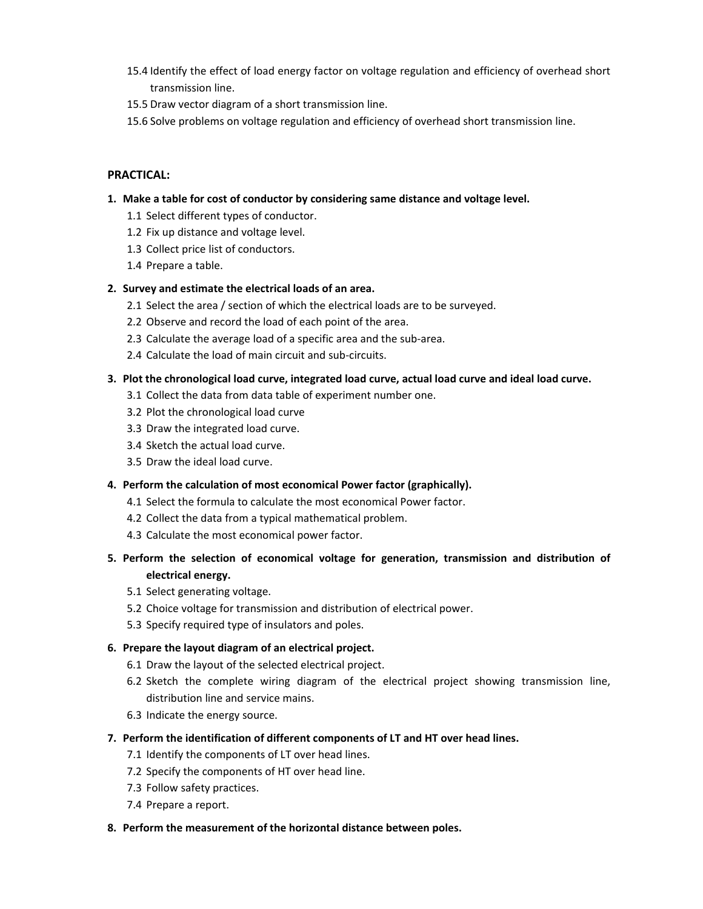15.4 Identify the effect of load energy factor on voltage regulation and efficiency of overhead short transmission line.

15.5 Draw vector diagram of a short transmission line.

15.6 Solve problems on voltage regulation and efficiency of overhead short transmission line.

**PRACTICAL:**

**1. Make a table for cost of conductor by considering same distance and voltage level.**

1.1 Select different types of conductor.

1.2 Fix up distance and voltage level.

1.3 Collect price list of conductors.

1.4 Prepare a table.

**2. Survey and estimate the electrical loads of an area.**

2.1 Select the area / section of which the electrical loads are to be surveyed.

2.2 Observe and record the load of each point of the area.

2.3 Calculate the average load of a specific area and the sub-area.

2.4 Calculate the load of main circuit and sub-circuits.

**3. Plot the chronological load curve, integrated load curve, actual load curve and ideal load curve.**

3.1 Collect the data from data table of experiment number one.

3.2 Plot the chronological load curve

3.3 Draw the integrated load curve.

3.4 Sketch the actual load curve.

3.5 Draw the ideal load curve.

**4. Perform the calculation of most economical Power factor (graphically).**

4.1 Select the formula to calculate the most economical Power factor.

4.2 Collect the data from a typical mathematical problem.

4.3 Calculate the most economical power factor.

**5. Perform the selection of economical voltage for generation, transmission and distribution of electrical energy.**

5.1 Select generating voltage.

5.2 Choice voltage for transmission and distribution of electrical power.

5.3 Specify required type of insulators and poles.

**6. Prepare the layout diagram of an electrical project.**

6.1 Draw the layout of the selected electrical project.

6.2 Sketch the complete wiring diagram of the electrical project showing transmission line, distribution line and service mains.

6.3 Indicate the energy source.

**7. Perform the identification of different components of LT and HT over head lines.**

7.1 Identify the components of LT over head lines.

7.2 Specify the components of HT over head line.

7.3 Follow safety practices.

7.4 Prepare a report.

**8. Perform the measurement of the horizontal distance between poles.**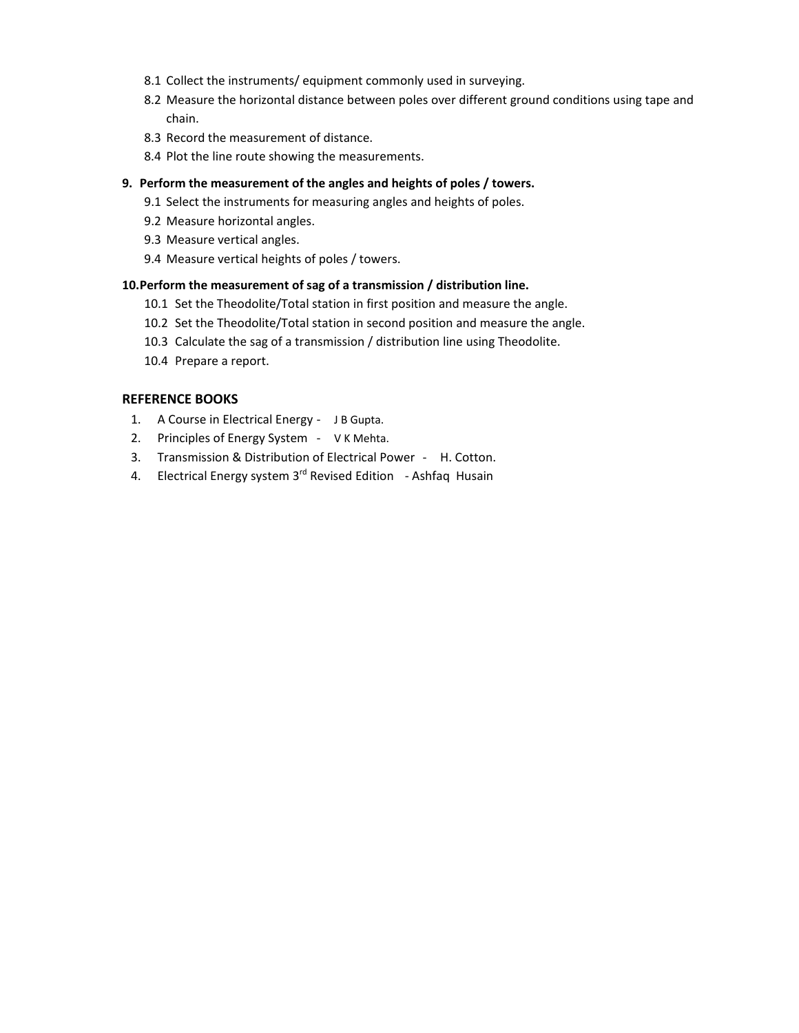8.1 Collect the instruments/ equipment commonly used in surveying.
8.2 Measure the horizontal distance between poles over different ground conditions using tape and chain.
8.3 Record the measurement of distance.
8.4 Plot the line route showing the measurements.

**9. Perform the measurement of the angles and heights of poles / towers.**

9.1 Select the instruments for measuring angles and heights of poles.
9.2 Measure horizontal angles.
9.3 Measure vertical angles.
9.4 Measure vertical heights of poles / towers.

**10. Perform the measurement of sag of a transmission / distribution line.**

10.1 Set the Theodolite/Total station in first position and measure the angle.
10.2 Set the Theodolite/Total station in second position and measure the angle.
10.3 Calculate the sag of a transmission / distribution line using Theodolite.
10.4 Prepare a report.

## REFERENCE BOOKS

1. A Course in Electrical Energy - J B Gupta.
2. Principles of Energy System - V K Mehta.
3. Transmission & Distribution of Electrical Power - H. Cotton.
4. Electrical Energy system 3rd Revised Edition - Ashfaq Husain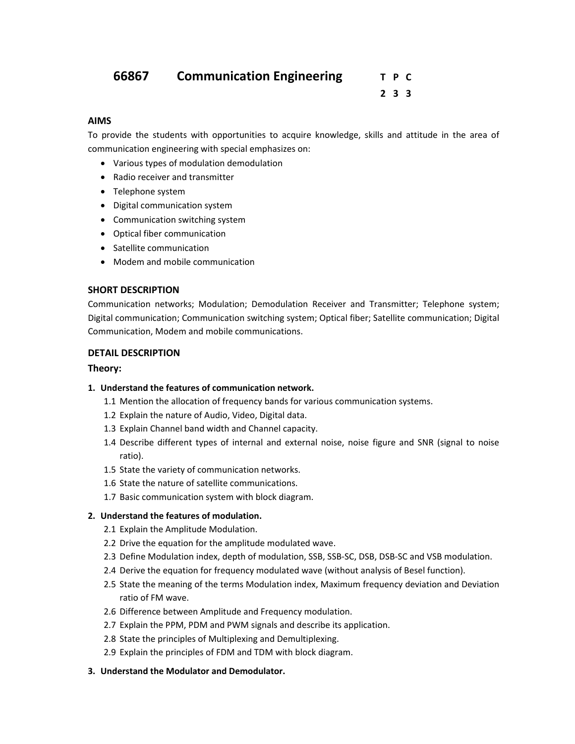# 66867 Communication Engineering

| T | P | C |
|---|---|---|
| 2 | 3 | 3 |

### AIMS

To provide the students with opportunities to acquire knowledge, skills and attitude in the area of communication engineering with special emphasizes on:

- Various types of modulation demodulation
- Radio receiver and transmitter
- Telephone system
- Digital communication system
- Communication switching system
- Optical fiber communication
- Satellite communication
- Modem and mobile communication

### SHORT DESCRIPTION

Communication networks; Modulation; Demodulation Receiver and Transmitter; Telephone system; Digital communication; Communication switching system; Optical fiber; Satellite communication; Digital Communication, Modem and mobile communications.

### DETAIL DESCRIPTION

**Theory:**

**1. Understand the features of communication network.**

1.1 Mention the allocation of frequency bands for various communication systems.
1.2 Explain the nature of Audio, Video, Digital data.
1.3 Explain Channel band width and Channel capacity.
1.4 Describe different types of internal and external noise, noise figure and SNR (signal to noise ratio).
1.5 State the variety of communication networks.
1.6 State the nature of satellite communications.
1.7 Basic communication system with block diagram.

**2. Understand the features of modulation.**

2.1 Explain the Amplitude Modulation.
2.2 Drive the equation for the amplitude modulated wave.
2.3 Define Modulation index, depth of modulation, SSB, SSB-SC, DSB, DSB-SC and VSB modulation.
2.4 Derive the equation for frequency modulated wave (without analysis of Besel function).
2.5 State the meaning of the terms Modulation index, Maximum frequency deviation and Deviation ratio of FM wave.
2.6 Difference between Amplitude and Frequency modulation.
2.7 Explain the PPM, PDM and PWM signals and describe its application.
2.8 State the principles of Multiplexing and Demultiplexing.
2.9 Explain the principles of FDM and TDM with block diagram.

**3. Understand the Modulator and Demodulator.**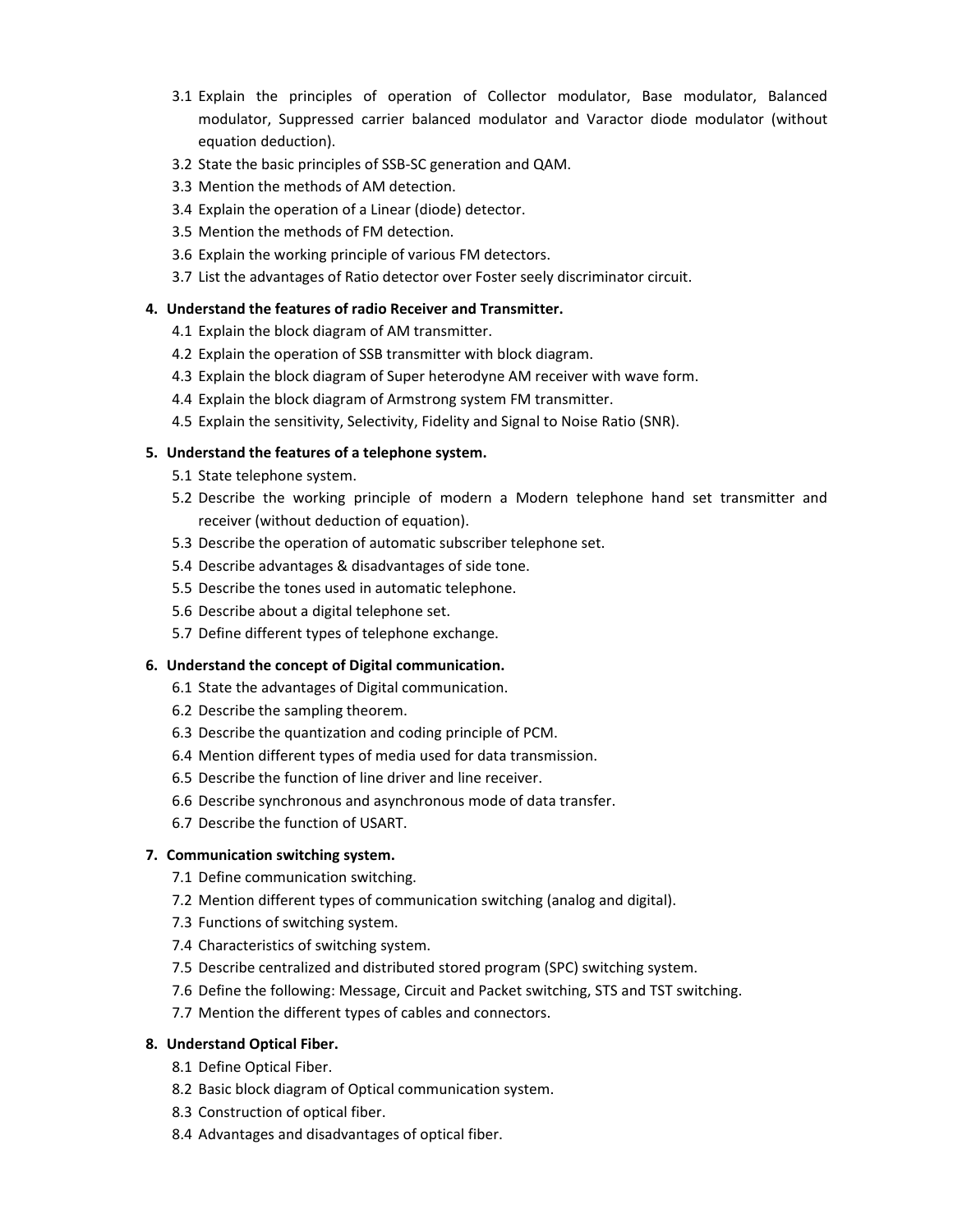3.1 Explain the principles of operation of Collector modulator, Base modulator, Balanced modulator, Suppressed carrier balanced modulator and Varactor diode modulator (without equation deduction).
3.2 State the basic principles of SSB-SC generation and QAM.
3.3 Mention the methods of AM detection.
3.4 Explain the operation of a Linear (diode) detector.
3.5 Mention the methods of FM detection.
3.6 Explain the working principle of various FM detectors.
3.7 List the advantages of Ratio detector over Foster seely discriminator circuit.

**4. Understand the features of radio Receiver and Transmitter.**

4.1 Explain the block diagram of AM transmitter.
4.2 Explain the operation of SSB transmitter with block diagram.
4.3 Explain the block diagram of Super heterodyne AM receiver with wave form.
4.4 Explain the block diagram of Armstrong system FM transmitter.
4.5 Explain the sensitivity, Selectivity, Fidelity and Signal to Noise Ratio (SNR).

**5. Understand the features of a telephone system.**

5.1 State telephone system.
5.2 Describe the working principle of modern a Modern telephone hand set transmitter and receiver (without deduction of equation).
5.3 Describe the operation of automatic subscriber telephone set.
5.4 Describe advantages & disadvantages of side tone.
5.5 Describe the tones used in automatic telephone.
5.6 Describe about a digital telephone set.
5.7 Define different types of telephone exchange.

**6. Understand the concept of Digital communication.**

6.1 State the advantages of Digital communication.
6.2 Describe the sampling theorem.
6.3 Describe the quantization and coding principle of PCM.
6.4 Mention different types of media used for data transmission.
6.5 Describe the function of line driver and line receiver.
6.6 Describe synchronous and asynchronous mode of data transfer.
6.7 Describe the function of USART.

**7. Communication switching system.**

7.1 Define communication switching.
7.2 Mention different types of communication switching (analog and digital).
7.3 Functions of switching system.
7.4 Characteristics of switching system.
7.5 Describe centralized and distributed stored program (SPC) switching system.
7.6 Define the following: Message, Circuit and Packet switching, STS and TST switching.
7.7 Mention the different types of cables and connectors.

**8. Understand Optical Fiber.**

8.1 Define Optical Fiber.
8.2 Basic block diagram of Optical communication system.
8.3 Construction of optical fiber.
8.4 Advantages and disadvantages of optical fiber.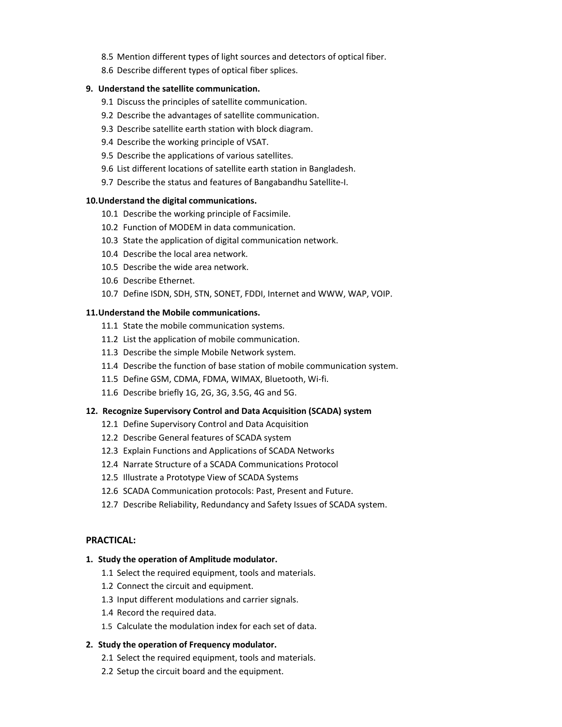8.5 Mention different types of light sources and detectors of optical fiber.
8.6 Describe different types of optical fiber splices.

**9. Understand the satellite communication.**

9.1 Discuss the principles of satellite communication.
9.2 Describe the advantages of satellite communication.
9.3 Describe satellite earth station with block diagram.
9.4 Describe the working principle of VSAT.
9.5 Describe the applications of various satellites.
9.6 List different locations of satellite earth station in Bangladesh.
9.7 Describe the status and features of Bangabandhu Satellite-I.

**10. Understand the digital communications.**

10.1 Describe the working principle of Facsimile.
10.2 Function of MODEM in data communication.
10.3 State the application of digital communication network.
10.4 Describe the local area network.
10.5 Describe the wide area network.
10.6 Describe Ethernet.
10.7 Define ISDN, SDH, STN, SONET, FDDI, Internet and WWW, WAP, VOIP.

**11. Understand the Mobile communications.**

11.1 State the mobile communication systems.
11.2 List the application of mobile communication.
11.3 Describe the simple Mobile Network system.
11.4 Describe the function of base station of mobile communication system.
11.5 Define GSM, CDMA, FDMA, WIMAX, Bluetooth, Wi-fi.
11.6 Describe briefly 1G, 2G, 3G, 3.5G, 4G and 5G.

**12. Recognize Supervisory Control and Data Acquisition (SCADA) system**

12.1 Define Supervisory Control and Data Acquisition
12.2 Describe General features of SCADA system
12.3 Explain Functions and Applications of SCADA Networks
12.4 Narrate Structure of a SCADA Communications Protocol
12.5 Illustrate a Prototype View of SCADA Systems
12.6 SCADA Communication protocols: Past, Present and Future.
12.7 Describe Reliability, Redundancy and Safety Issues of SCADA system.

**PRACTICAL:**

**1. Study the operation of Amplitude modulator.**

1.1 Select the required equipment, tools and materials.
1.2 Connect the circuit and equipment.
1.3 Input different modulations and carrier signals.
1.4 Record the required data.
1.5 Calculate the modulation index for each set of data.

**2. Study the operation of Frequency modulator.**

2.1 Select the required equipment, tools and materials.
2.2 Setup the circuit board and the equipment.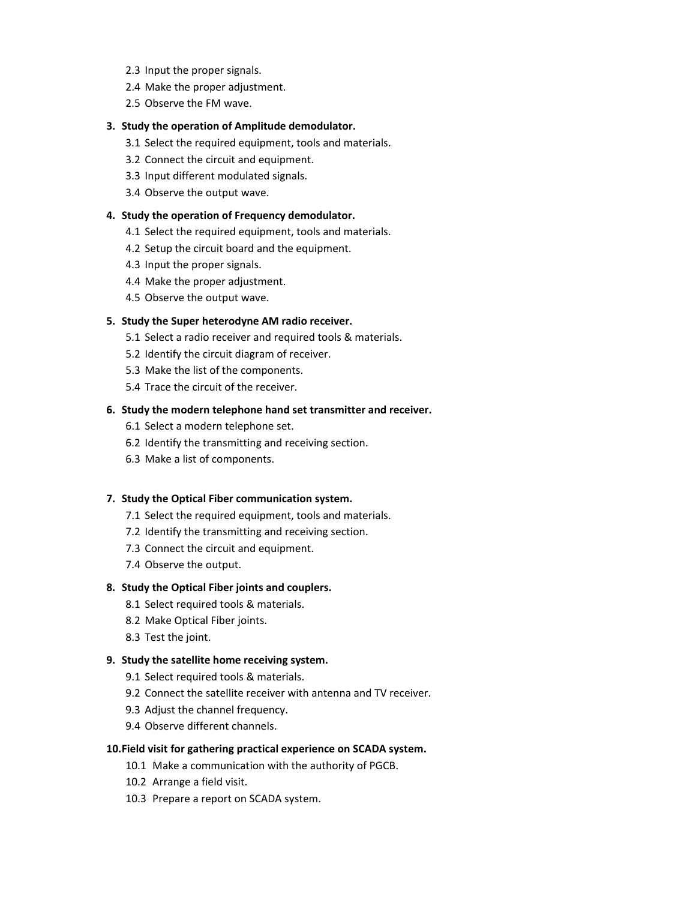2.3 Input the proper signals.
2.4 Make the proper adjustment.
2.5 Observe the FM wave.

**3. Study the operation of Amplitude demodulator.**

3.1 Select the required equipment, tools and materials.
3.2 Connect the circuit and equipment.
3.3 Input different modulated signals.
3.4 Observe the output wave.

**4. Study the operation of Frequency demodulator.**

4.1 Select the required equipment, tools and materials.
4.2 Setup the circuit board and the equipment.
4.3 Input the proper signals.
4.4 Make the proper adjustment.
4.5 Observe the output wave.

**5. Study the Super heterodyne AM radio receiver.**

5.1 Select a radio receiver and required tools & materials.
5.2 Identify the circuit diagram of receiver.
5.3 Make the list of the components.
5.4 Trace the circuit of the receiver.

**6. Study the modern telephone hand set transmitter and receiver.**

6.1 Select a modern telephone set.
6.2 Identify the transmitting and receiving section.
6.3 Make a list of components.

**7. Study the Optical Fiber communication system.**

7.1 Select the required equipment, tools and materials.
7.2 Identify the transmitting and receiving section.
7.3 Connect the circuit and equipment.
7.4 Observe the output.

**8. Study the Optical Fiber joints and couplers.**

8.1 Select required tools & materials.
8.2 Make Optical Fiber joints.
8.3 Test the joint.

**9. Study the satellite home receiving system.**

9.1 Select required tools & materials.
9.2 Connect the satellite receiver with antenna and TV receiver.
9.3 Adjust the channel frequency.
9.4 Observe different channels.

**10. Field visit for gathering practical experience on SCADA system.**

10.1 Make a communication with the authority of PGCB.
10.2 Arrange a field visit.
10.3 Prepare a report on SCADA system.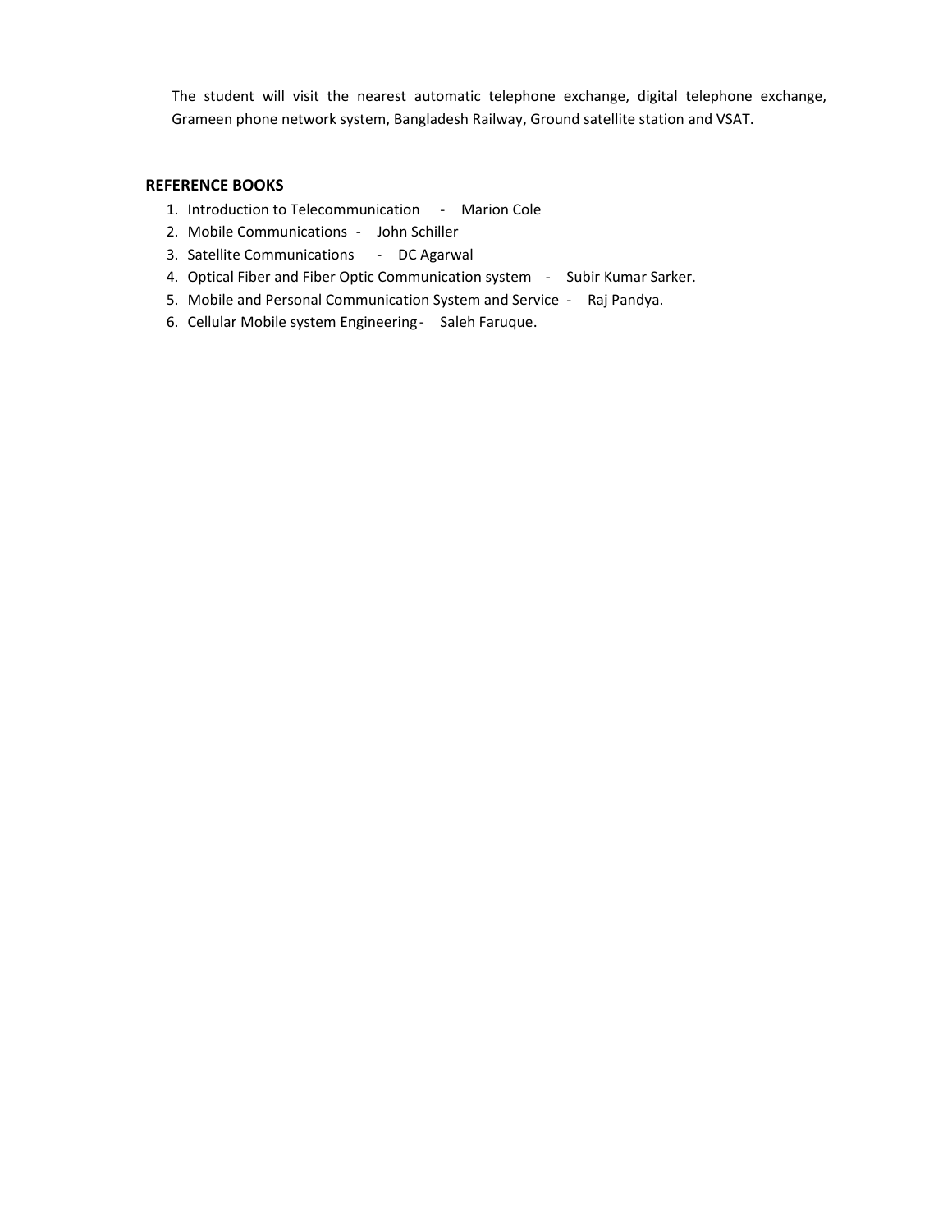The student will visit the nearest automatic telephone exchange, digital telephone exchange, Grameen phone network system, Bangladesh Railway, Ground satellite station and VSAT.

**REFERENCE BOOKS**

1. Introduction to Telecommunication - Marion Cole
2. Mobile Communications - John Schiller
3. Satellite Communications - DC Agarwal
4. Optical Fiber and Fiber Optic Communication system - Subir Kumar Sarker.
5. Mobile and Personal Communication System and Service - Raj Pandya.
6. Cellular Mobile system Engineering - Saleh Faruque.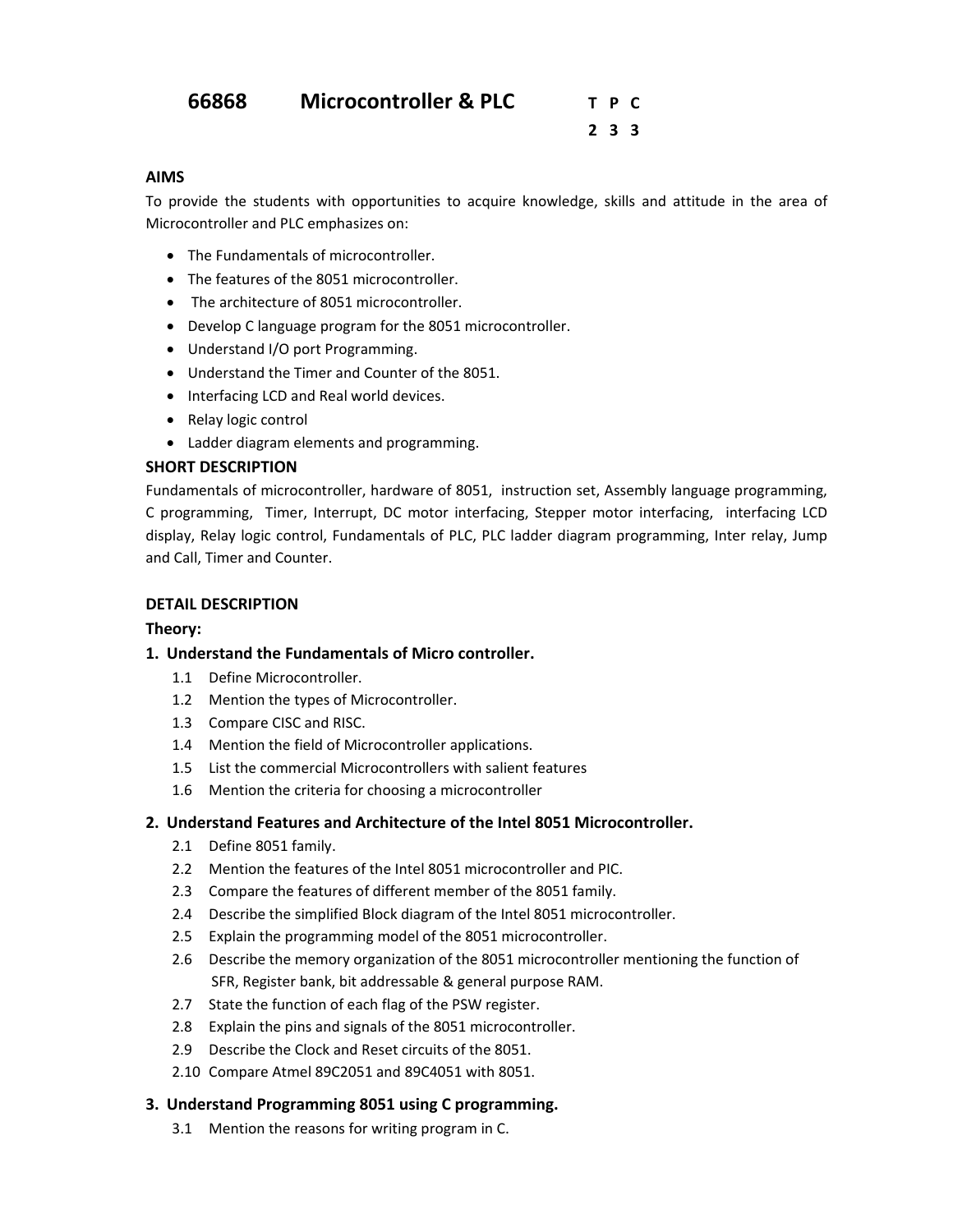# 66868 Microcontroller & PLC

| T | P | C |
|---|---|---|
| 2 | 3 | 3 |

**AIMS**

To provide the students with opportunities to acquire knowledge, skills and attitude in the area of Microcontroller and PLC emphasizes on:

- The Fundamentals of microcontroller.
- The features of the 8051 microcontroller.
- The architecture of 8051 microcontroller.
- Develop C language program for the 8051 microcontroller.
- Understand I/O port Programming.
- Understand the Timer and Counter of the 8051.
- Interfacing LCD and Real world devices.
- Relay logic control
- Ladder diagram elements and programming.

**SHORT DESCRIPTION**

Fundamentals of microcontroller, hardware of 8051, instruction set, Assembly language programming, C programming, Timer, Interrupt, DC motor interfacing, Stepper motor interfacing, interfacing LCD display, Relay logic control, Fundamentals of PLC, PLC ladder diagram programming, Inter relay, Jump and Call, Timer and Counter.

**DETAIL DESCRIPTION**

**Theory:**

**1. Understand the Fundamentals of Micro controller.**

1.1 Define Microcontroller.
1.2 Mention the types of Microcontroller.
1.3 Compare CISC and RISC.
1.4 Mention the field of Microcontroller applications.
1.5 List the commercial Microcontrollers with salient features
1.6 Mention the criteria for choosing a microcontroller

**2. Understand Features and Architecture of the Intel 8051 Microcontroller.**

2.1 Define 8051 family.
2.2 Mention the features of the Intel 8051 microcontroller and PIC.
2.3 Compare the features of different member of the 8051 family.
2.4 Describe the simplified Block diagram of the Intel 8051 microcontroller.
2.5 Explain the programming model of the 8051 microcontroller.
2.6 Describe the memory organization of the 8051 microcontroller mentioning the function of SFR, Register bank, bit addressable & general purpose RAM.
2.7 State the function of each flag of the PSW register.
2.8 Explain the pins and signals of the 8051 microcontroller.
2.9 Describe the Clock and Reset circuits of the 8051.
2.10 Compare Atmel 89C2051 and 89C4051 with 8051.

**3. Understand Programming 8051 using C programming.**

3.1 Mention the reasons for writing program in C.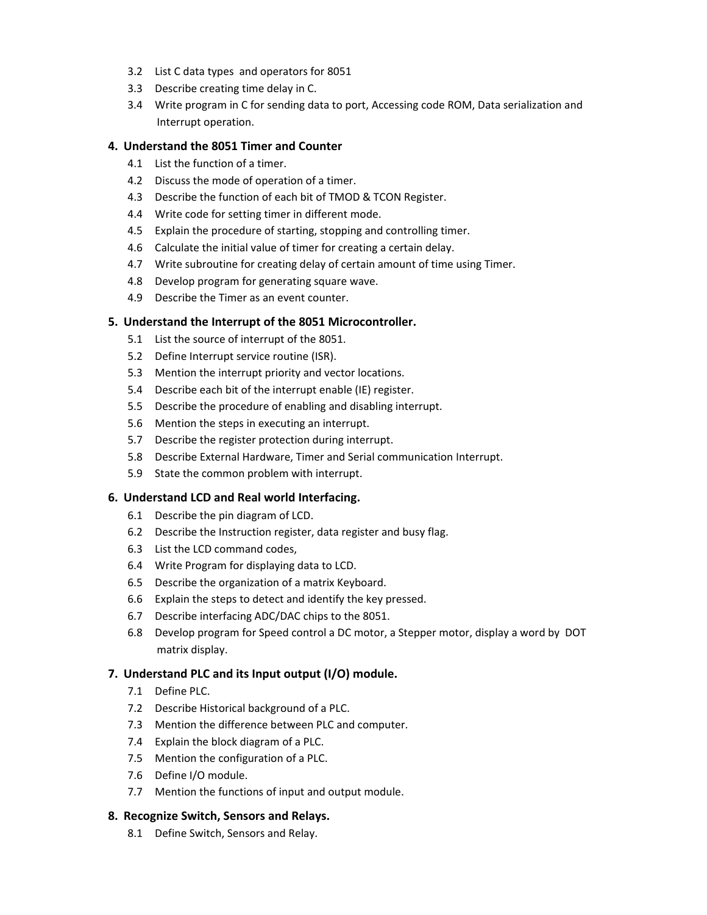3.2 List C data types and operators for 8051

3.3 Describe creating time delay in C.

3.4 Write program in C for sending data to port, Accessing code ROM, Data serialization and Interrupt operation.

**4. Understand the 8051 Timer and Counter**

4.1 List the function of a timer.

4.2 Discuss the mode of operation of a timer.

4.3 Describe the function of each bit of TMOD & TCON Register.

4.4 Write code for setting timer in different mode.

4.5 Explain the procedure of starting, stopping and controlling timer.

4.6 Calculate the initial value of timer for creating a certain delay.

4.7 Write subroutine for creating delay of certain amount of time using Timer.

4.8 Develop program for generating square wave.

4.9 Describe the Timer as an event counter.

**5. Understand the Interrupt of the 8051 Microcontroller.**

5.1 List the source of interrupt of the 8051.

5.2 Define Interrupt service routine (ISR).

5.3 Mention the interrupt priority and vector locations.

5.4 Describe each bit of the interrupt enable (IE) register.

5.5 Describe the procedure of enabling and disabling interrupt.

5.6 Mention the steps in executing an interrupt.

5.7 Describe the register protection during interrupt.

5.8 Describe External Hardware, Timer and Serial communication Interrupt.

5.9 State the common problem with interrupt.

**6. Understand LCD and Real world Interfacing.**

6.1 Describe the pin diagram of LCD.

6.2 Describe the Instruction register, data register and busy flag.

6.3 List the LCD command codes,

6.4 Write Program for displaying data to LCD.

6.5 Describe the organization of a matrix Keyboard.

6.6 Explain the steps to detect and identify the key pressed.

6.7 Describe interfacing ADC/DAC chips to the 8051.

6.8 Develop program for Speed control a DC motor, a Stepper motor, display a word by DOT matrix display.

**7. Understand PLC and its Input output (I/O) module.**

7.1 Define PLC.

7.2 Describe Historical background of a PLC.

7.3 Mention the difference between PLC and computer.

7.4 Explain the block diagram of a PLC.

7.5 Mention the configuration of a PLC.

7.6 Define I/O module.

7.7 Mention the functions of input and output module.

**8. Recognize Switch, Sensors and Relays.**

8.1 Define Switch, Sensors and Relay.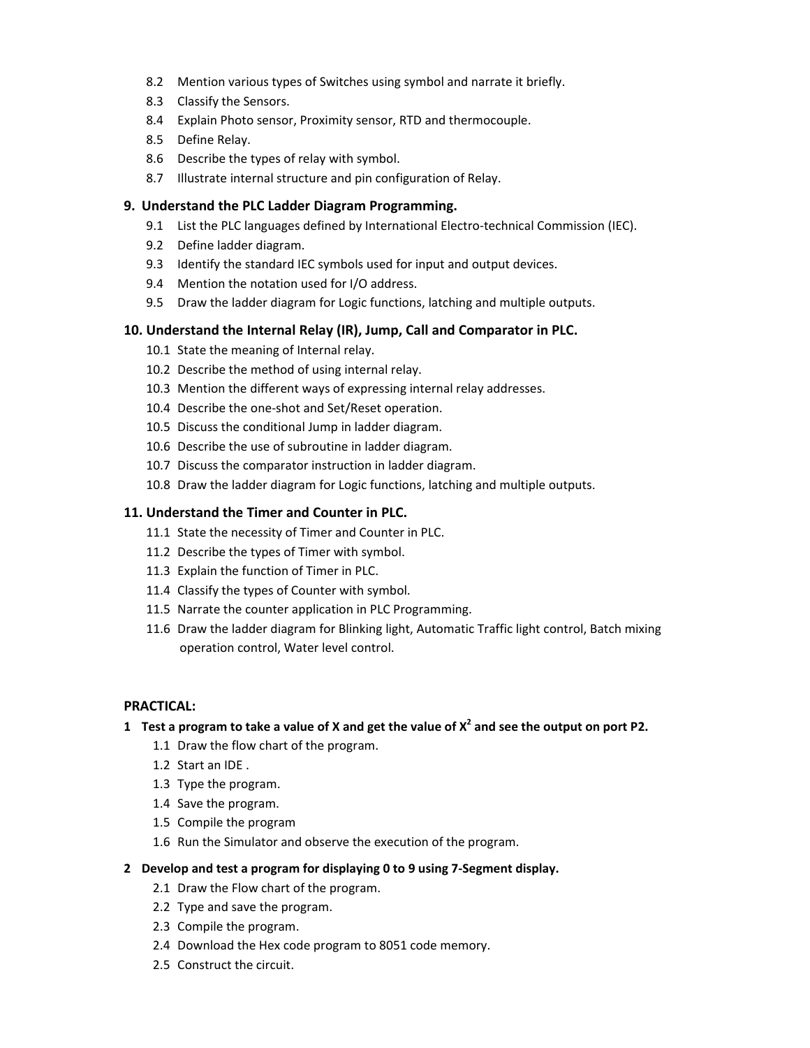8.2 Mention various types of Switches using symbol and narrate it briefly.
8.3 Classify the Sensors.
8.4 Explain Photo sensor, Proximity sensor, RTD and thermocouple.
8.5 Define Relay.
8.6 Describe the types of relay with symbol.
8.7 Illustrate internal structure and pin configuration of Relay.

### 9. Understand the PLC Ladder Diagram Programming.

9.1 List the PLC languages defined by International Electro-technical Commission (IEC).
9.2 Define ladder diagram.
9.3 Identify the standard IEC symbols used for input and output devices.
9.4 Mention the notation used for I/O address.
9.5 Draw the ladder diagram for Logic functions, latching and multiple outputs.

### 10. Understand the Internal Relay (IR), Jump, Call and Comparator in PLC.

10.1 State the meaning of Internal relay.
10.2 Describe the method of using internal relay.
10.3 Mention the different ways of expressing internal relay addresses.
10.4 Describe the one-shot and Set/Reset operation.
10.5 Discuss the conditional Jump in ladder diagram.
10.6 Describe the use of subroutine in ladder diagram.
10.7 Discuss the comparator instruction in ladder diagram.
10.8 Draw the ladder diagram for Logic functions, latching and multiple outputs.

### 11. Understand the Timer and Counter in PLC.

11.1 State the necessity of Timer and Counter in PLC.
11.2 Describe the types of Timer with symbol.
11.3 Explain the function of Timer in PLC.
11.4 Classify the types of Counter with symbol.
11.5 Narrate the counter application in PLC Programming.
11.6 Draw the ladder diagram for Blinking light, Automatic Traffic light control, Batch mixing operation control, Water level control.

## PRACTICAL:

### 1 Test a program to take a value of X and get the value of $X^2$ and see the output on port P2.

1.1 Draw the flow chart of the program.
1.2 Start an IDE .
1.3 Type the program.
1.4 Save the program.
1.5 Compile the program
1.6 Run the Simulator and observe the execution of the program.

### 2 Develop and test a program for displaying 0 to 9 using 7-Segment display.

2.1 Draw the Flow chart of the program.
2.2 Type and save the program.
2.3 Compile the program.
2.4 Download the Hex code program to 8051 code memory.
2.5 Construct the circuit.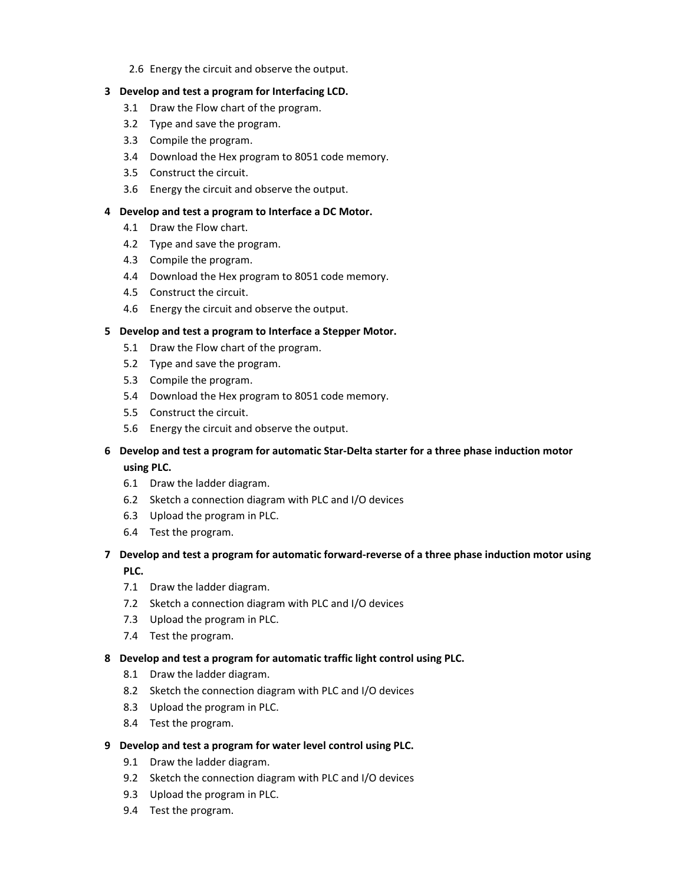2.6 Energy the circuit and observe the output.

**3 Develop and test a program for Interfacing LCD.**

- 3.1 Draw the Flow chart of the program.
- 3.2 Type and save the program.
- 3.3 Compile the program.
- 3.4 Download the Hex program to 8051 code memory.
- 3.5 Construct the circuit.
- 3.6 Energy the circuit and observe the output.

**4 Develop and test a program to Interface a DC Motor.**

- 4.1 Draw the Flow chart.
- 4.2 Type and save the program.
- 4.3 Compile the program.
- 4.4 Download the Hex program to 8051 code memory.
- 4.5 Construct the circuit.
- 4.6 Energy the circuit and observe the output.

**5 Develop and test a program to Interface a Stepper Motor.**

- 5.1 Draw the Flow chart of the program.
- 5.2 Type and save the program.
- 5.3 Compile the program.
- 5.4 Download the Hex program to 8051 code memory.
- 5.5 Construct the circuit.
- 5.6 Energy the circuit and observe the output.

**6 Develop and test a program for automatic Star-Delta starter for a three phase induction motor using PLC.**

- 6.1 Draw the ladder diagram.
- 6.2 Sketch a connection diagram with PLC and I/O devices
- 6.3 Upload the program in PLC.
- 6.4 Test the program.

**7 Develop and test a program for automatic forward-reverse of a three phase induction motor using PLC.**

- 7.1 Draw the ladder diagram.
- 7.2 Sketch a connection diagram with PLC and I/O devices
- 7.3 Upload the program in PLC.
- 7.4 Test the program.

**8 Develop and test a program for automatic traffic light control using PLC.**

- 8.1 Draw the ladder diagram.
- 8.2 Sketch the connection diagram with PLC and I/O devices
- 8.3 Upload the program in PLC.
- 8.4 Test the program.

**9 Develop and test a program for water level control using PLC.**

- 9.1 Draw the ladder diagram.
- 9.2 Sketch the connection diagram with PLC and I/O devices
- 9.3 Upload the program in PLC.
- 9.4 Test the program.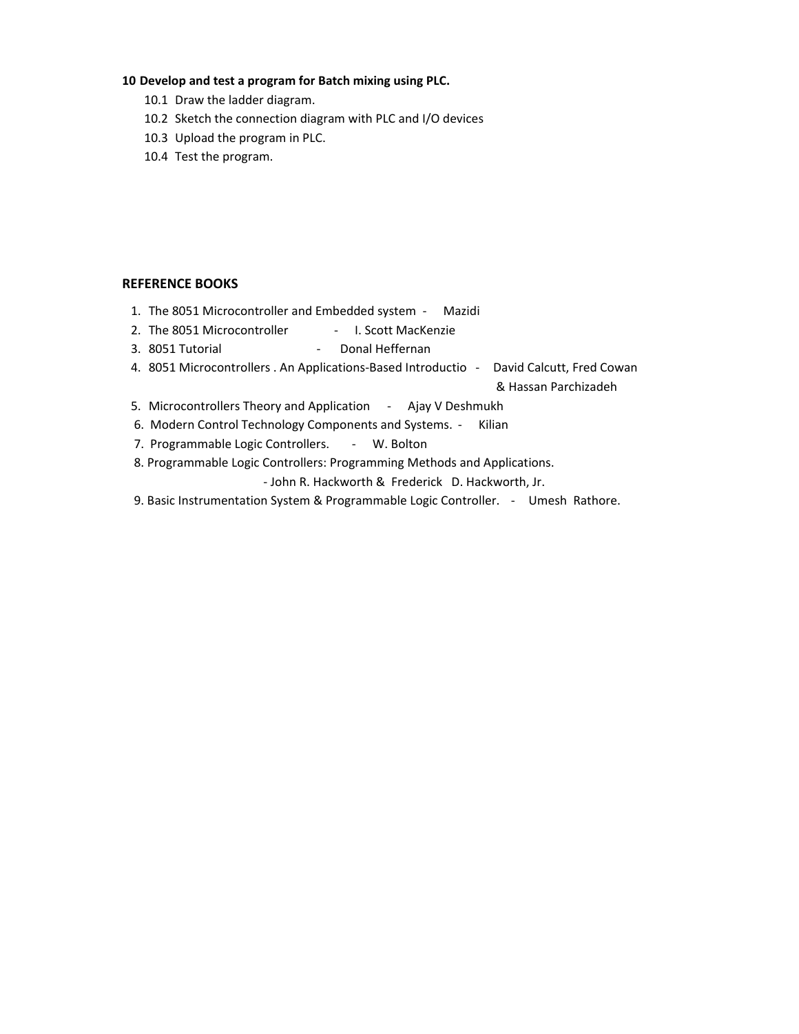**10 Develop and test a program for Batch mixing using PLC.**

10.1 Draw the ladder diagram.

10.2 Sketch the connection diagram with PLC and I/O devices

10.3 Upload the program in PLC.

10.4 Test the program.

**REFERENCE BOOKS**

1. The 8051 Microcontroller and Embedded system - Mazidi
2. The 8051 Microcontroller - I. Scott MacKenzie
3. 8051 Tutorial - Donal Heffernan
4. 8051 Microcontrollers . An Applications-Based Introductio - David Calcutt, Fred Cowan & Hassan Parchizadeh
5. Microcontrollers Theory and Application - Ajay V Deshmukh
6. Modern Control Technology Components and Systems. - Kilian
7. Programmable Logic Controllers. - W. Bolton
8. Programmable Logic Controllers: Programming Methods and Applications. - John R. Hackworth & Frederick D. Hackworth, Jr.
9. Basic Instrumentation System & Programmable Logic Controller. - Umesh Rathore.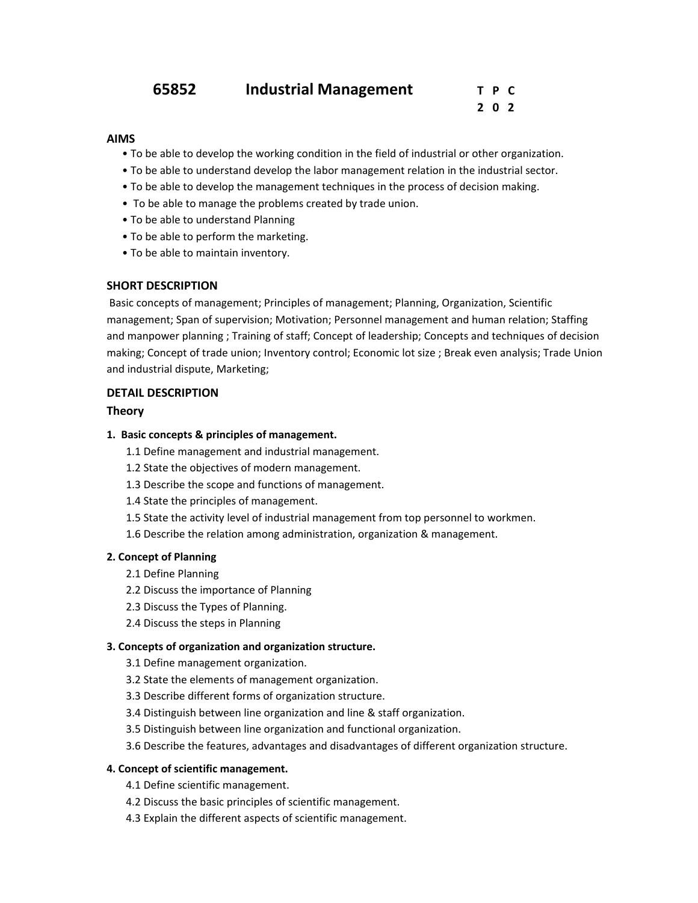# 65852 Industrial Management

| T | P | C |
|---|---|---|
| 2 | 0 | 2 |

## AIMS

- To be able to develop the working condition in the field of industrial or other organization.
- To be able to understand develop the labor management relation in the industrial sector.
- To be able to develop the management techniques in the process of decision making.
- To be able to manage the problems created by trade union.
- To be able to understand Planning
- To be able to perform the marketing.
- To be able to maintain inventory.

## SHORT DESCRIPTION

Basic concepts of management; Principles of management; Planning, Organization, Scientific management; Span of supervision; Motivation; Personnel management and human relation; Staffing and manpower planning ; Training of staff; Concept of leadership; Concepts and techniques of decision making; Concept of trade union; Inventory control; Economic lot size ; Break even analysis; Trade Union and industrial dispute, Marketing;

## DETAIL DESCRIPTION

### Theory

**1. Basic concepts & principles of management.**

1.1 Define management and industrial management.
1.2 State the objectives of modern management.
1.3 Describe the scope and functions of management.
1.4 State the principles of management.
1.5 State the activity level of industrial management from top personnel to workmen.
1.6 Describe the relation among administration, organization & management.

**2. Concept of Planning**

2.1 Define Planning
2.2 Discuss the importance of Planning
2.3 Discuss the Types of Planning.
2.4 Discuss the steps in Planning

**3. Concepts of organization and organization structure.**

3.1 Define management organization.
3.2 State the elements of management organization.
3.3 Describe different forms of organization structure.
3.4 Distinguish between line organization and line & staff organization.
3.5 Distinguish between line organization and functional organization.
3.6 Describe the features, advantages and disadvantages of different organization structure.

**4. Concept of scientific management.**

4.1 Define scientific management.
4.2 Discuss the basic principles of scientific management.
4.3 Explain the different aspects of scientific management.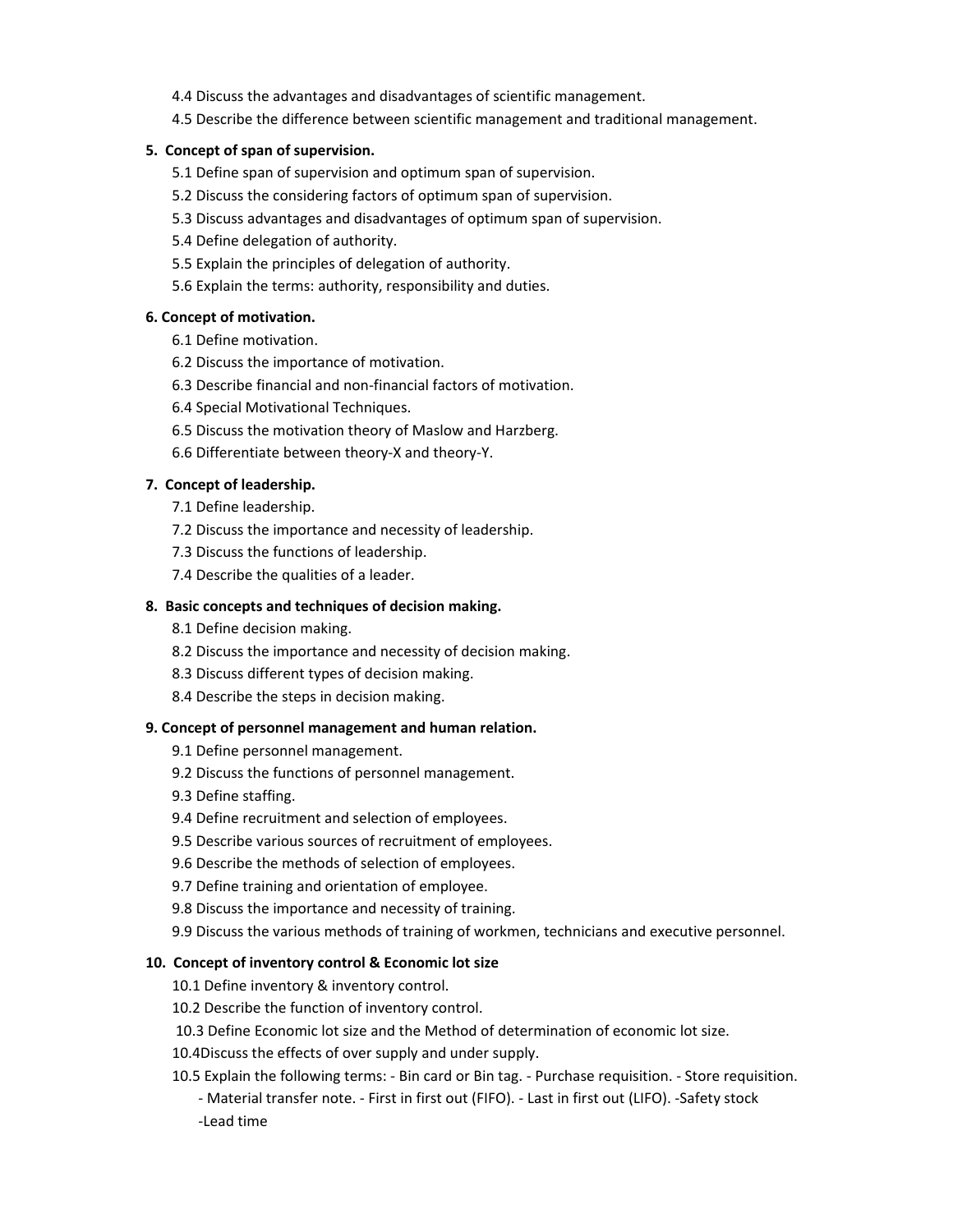4.4 Discuss the advantages and disadvantages of scientific management.

4.5 Describe the difference between scientific management and traditional management.

**5. Concept of span of supervision.**

5.1 Define span of supervision and optimum span of supervision.

5.2 Discuss the considering factors of optimum span of supervision.

5.3 Discuss advantages and disadvantages of optimum span of supervision.

5.4 Define delegation of authority.

5.5 Explain the principles of delegation of authority.

5.6 Explain the terms: authority, responsibility and duties.

**6. Concept of motivation.**

6.1 Define motivation.

6.2 Discuss the importance of motivation.

6.3 Describe financial and non-financial factors of motivation.

6.4 Special Motivational Techniques.

6.5 Discuss the motivation theory of Maslow and Harzberg.

6.6 Differentiate between theory-X and theory-Y.

**7. Concept of leadership.**

7.1 Define leadership.

7.2 Discuss the importance and necessity of leadership.

7.3 Discuss the functions of leadership.

7.4 Describe the qualities of a leader.

**8. Basic concepts and techniques of decision making.**

8.1 Define decision making.

8.2 Discuss the importance and necessity of decision making.

8.3 Discuss different types of decision making.

8.4 Describe the steps in decision making.

**9. Concept of personnel management and human relation.**

9.1 Define personnel management.

9.2 Discuss the functions of personnel management.

9.3 Define staffing.

9.4 Define recruitment and selection of employees.

9.5 Describe various sources of recruitment of employees.

9.6 Describe the methods of selection of employees.

9.7 Define training and orientation of employee.

9.8 Discuss the importance and necessity of training.

9.9 Discuss the various methods of training of workmen, technicians and executive personnel.

**10. Concept of inventory control & Economic lot size**

10.1 Define inventory & inventory control.

10.2 Describe the function of inventory control.

10.3 Define Economic lot size and the Method of determination of economic lot size.

10.4Discuss the effects of over supply and under supply.

10.5 Explain the following terms: - Bin card or Bin tag. - Purchase requisition. - Store requisition. - Material transfer note. - First in first out (FIFO). - Last in first out (LIFO). -Safety stock -Lead time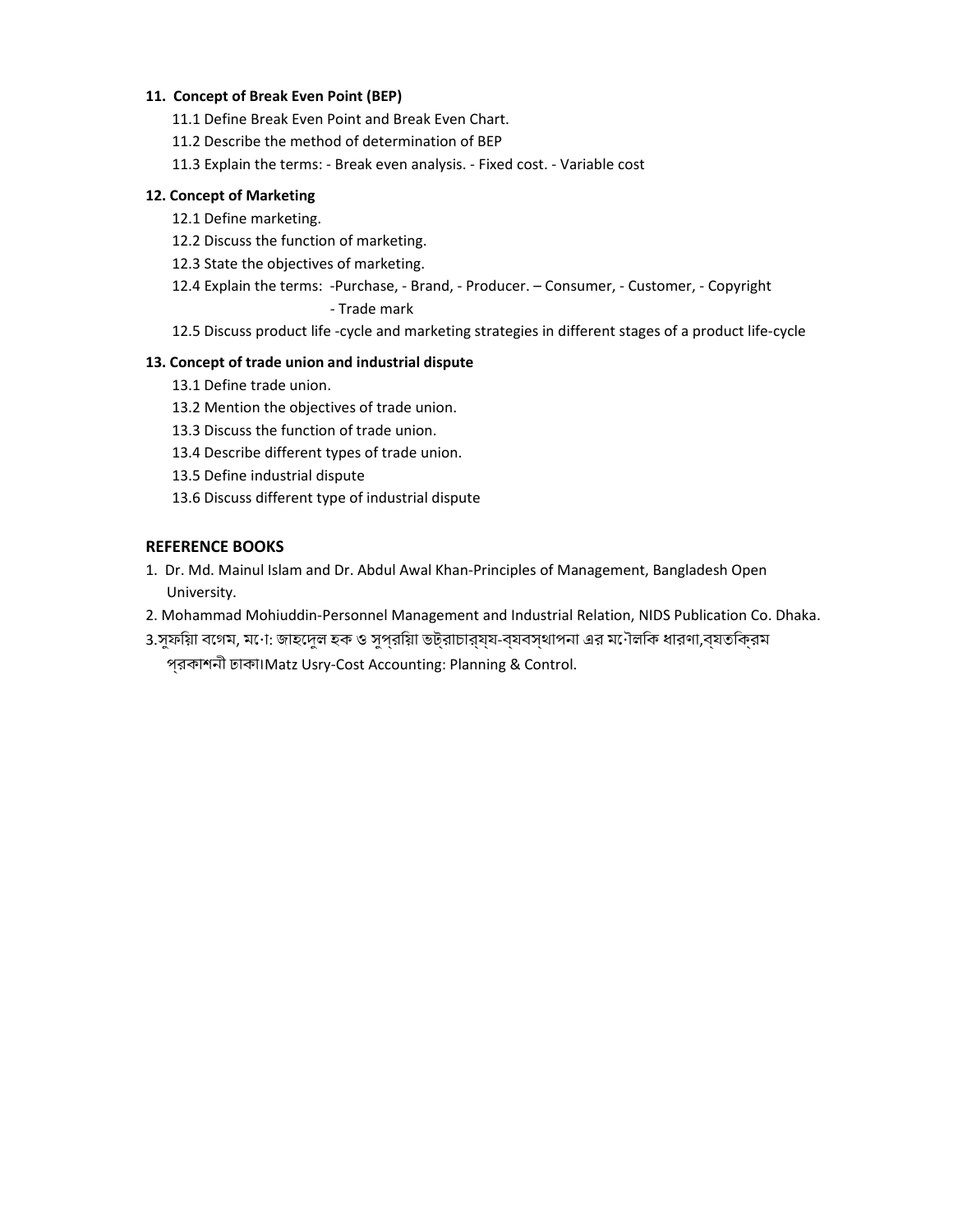**11. Concept of Break Even Point (BEP)**

11.1 Define Break Even Point and Break Even Chart.

11.2 Describe the method of determination of BEP

11.3 Explain the terms: - Break even analysis. - Fixed cost. - Variable cost

**12. Concept of Marketing**

12.1 Define marketing.

12.2 Discuss the function of marketing.

12.3 State the objectives of marketing.

12.4 Explain the terms: -Purchase, - Brand, - Producer. – Consumer, - Customer, - Copyright
- Trade mark

12.5 Discuss product life -cycle and marketing strategies in different stages of a product life-cycle

**13. Concept of trade union and industrial dispute**

13.1 Define trade union.

13.2 Mention the objectives of trade union.

13.3 Discuss the function of trade union.

13.4 Describe different types of trade union.

13.5 Define industrial dispute

13.6 Discuss different type of industrial dispute

## REFERENCE BOOKS

1. Dr. Md. Mainul Islam and Dr. Abdul Awal Khan-Principles of Management, Bangladesh Open University.
2. Mohammad Mohiuddin-Personnel Management and Industrial Relation, NIDS Publication Co. Dhaka.
3. সুফিয়া বেগম, মো: জাহেদুল হক ও সুপ্রিয়া ভট্টাচার্য্য-ব্যবস্থাপনা এর মৌলিক ধারণা,ব্যতিক্রম প্রকাশনী ঢাকা।Matz Usry-Cost Accounting: Planning & Control.